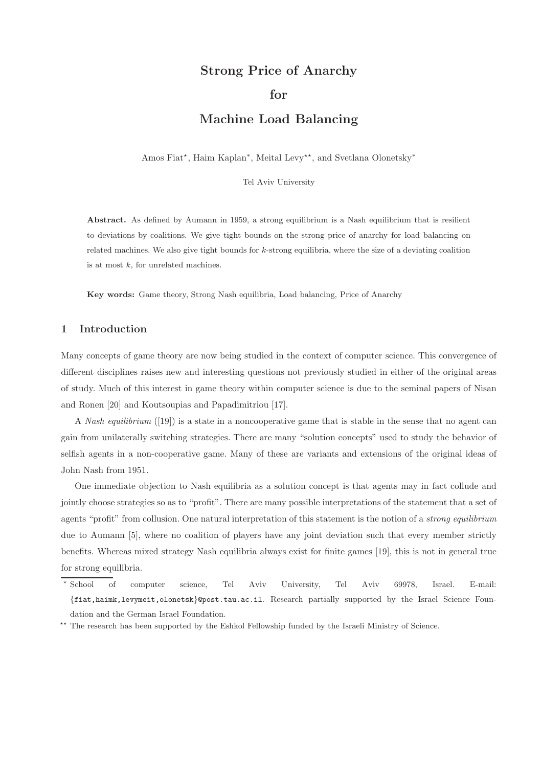# Strong Price of Anarchy for Machine Load Balancing

Amos Fiat*, Haim Kaplan*, Meital Levy**, and Svetlana Olonetsky*

Tel Aviv University

**Abstract.** As defined by Aumann in 1959, a strong equilibrium is a Nash equilibrium that is resilient to deviations by coalitions. We give tight bounds on the strong price of anarchy for load balancing on related machines. We also give tight bounds for $k$-strong equilibria, where the size of a deviating coalition is at most $k$, for unrelated machines.

**Key words:** Game theory, Strong Nash equilibria, Load balancing, Price of Anarchy

## 1 Introduction

Many concepts of game theory are now being studied in the context of computer science. This convergence of different disciplines raises new and interesting questions not previously studied in either of the original areas of study. Much of this interest in game theory within computer science is due to the seminal papers of Nisan and Ronen [20] and Koutsoupias and Papadimitriou [17].

A *Nash equilibrium* ([19]) is a state in a noncooperative game that is stable in the sense that no agent can gain from unilaterally switching strategies. There are many "solution concepts" used to study the behavior of selfish agents in a non-cooperative game. Many of these are variants and extensions of the original ideas of John Nash from 1951.

One immediate objection to Nash equilibria as a solution concept is that agents may in fact collude and jointly choose strategies so as to "profit". There are many possible interpretations of the statement that a set of agents "profit" from collusion. One natural interpretation of this statement is the notion of a *strong equilibrium* due to Aumann [5], where no coalition of players have any joint deviation such that every member strictly benefits. Whereas mixed strategy Nash equilibria always exist for finite games [19], this is not in general true for strong equilibria.

---

* School of computer science, Tel Aviv University, Tel Aviv 69978, Israel. E-mail: {fiat,haimk,levymeit,olonetsk}@post.tau.ac.il. Research partially supported by the Israel Science Foundation and the German Israel Foundation.

** The research has been supported by the Eshkol Fellowship funded by the Israeli Ministry of Science.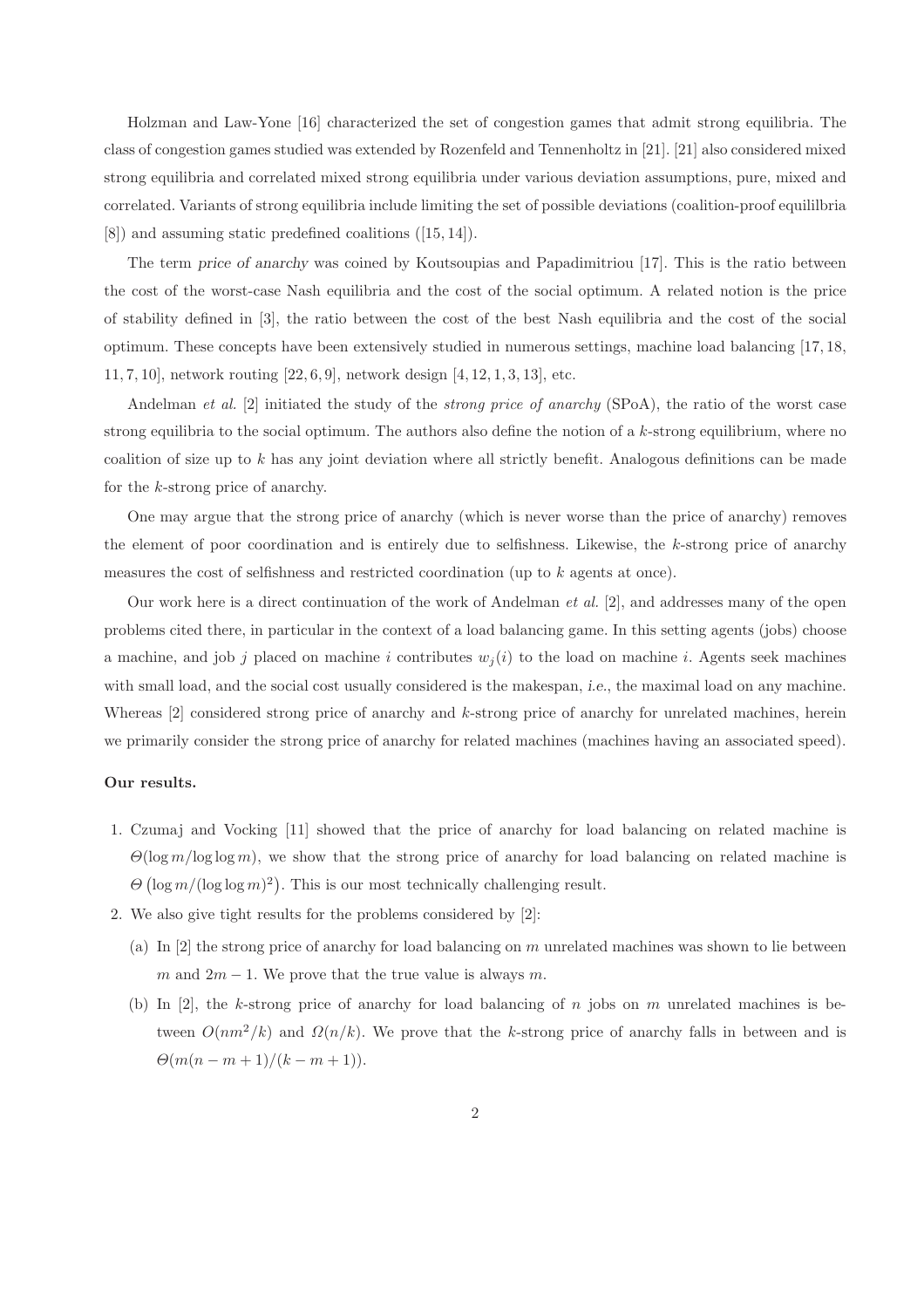Holzman and Law-Yone [16] characterized the set of congestion games that admit strong equilibria. The class of congestion games studied was extended by Rozenfeld and Tennenholtz in [21]. [21] also considered mixed strong equilibria and correlated mixed strong equilibria under various deviation assumptions, pure, mixed and correlated. Variants of strong equilibria include limiting the set of possible deviations (coalition-proof equililbria [8]) and assuming static predefined coalitions ([15, 14]).

The term *price of anarchy* was coined by Koutsoupias and Papadimitriou [17]. This is the ratio between the cost of the worst-case Nash equilibria and the cost of the social optimum. A related notion is the price of stability defined in [3], the ratio between the cost of the best Nash equilibria and the cost of the social optimum. These concepts have been extensively studied in numerous settings, machine load balancing [17, 18, 11, 7, 10], network routing [22, 6, 9], network design [4, 12, 1, 3, 13], etc.

Andelman *et al.* [2] initiated the study of the *strong price of anarchy* (SPoA), the ratio of the worst case strong equilibria to the social optimum. The authors also define the notion of a $k$-strong equilibrium, where no coalition of size up to $k$ has any joint deviation where all strictly benefit. Analogous definitions can be made for the $k$-strong price of anarchy.

One may argue that the strong price of anarchy (which is never worse than the price of anarchy) removes the element of poor coordination and is entirely due to selfishness. Likewise, the $k$-strong price of anarchy measures the cost of selfishness and restricted coordination (up to $k$ agents at once).

Our work here is a direct continuation of the work of Andelman *et al.* [2], and addresses many of the open problems cited there, in particular in the context of a load balancing game. In this setting agents (jobs) choose a machine, and job $j$ placed on machine $i$ contributes $w_j(i)$ to the load on machine $i$. Agents seek machines with small load, and the social cost usually considered is the makespan, *i.e.*, the maximal load on any machine. Whereas [2] considered strong price of anarchy and $k$-strong price of anarchy for unrelated machines, herein we primarily consider the strong price of anarchy for related machines (machines having an associated speed).

**Our results.**

1. Czumaj and Vocking [11] showed that the price of anarchy for load balancing on related machine is $\Theta(\log m/\log\log m)$, we show that the strong price of anarchy for load balancing on related machine is $\Theta\left(\log m/(\log\log m)^2\right)$. This is our most technically challenging result.
2. We also give tight results for the problems considered by [2]:
   (a) In [2] the strong price of anarchy for load balancing on $m$ unrelated machines was shown to lie between $m$ and $2m-1$. We prove that the true value is always $m$.
   (b) In [2], the $k$-strong price of anarchy for load balancing of $n$ jobs on $m$ unrelated machines is between $O(nm^2/k)$ and $\Omega(n/k)$. We prove that the $k$-strong price of anarchy falls in between and is $\Theta(m(n-m+1)/(k-m+1))$.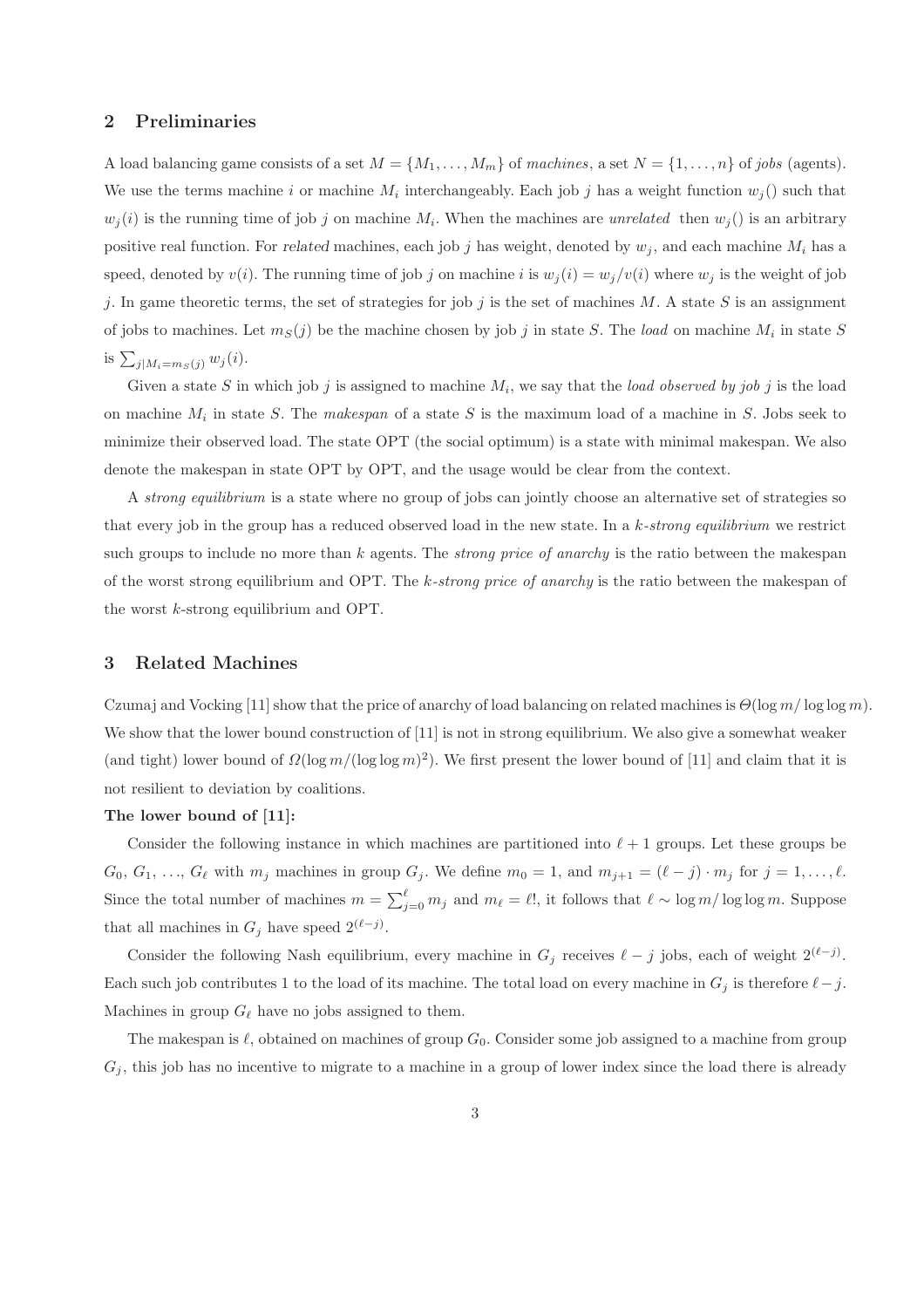## 2 Preliminaries

A load balancing game consists of a set $M = \{M_1, \ldots, M_m\}$ of *machines*, a set $N = \{1, \ldots, n\}$ of *jobs* (agents). We use the terms machine $i$ or machine $M_i$ interchangeably. Each job $j$ has a weight function $w_j()$ such that $w_j(i)$ is the running time of job $j$ on machine $M_i$. When the machines are *unrelated* then $w_j()$ is an arbitrary positive real function. For *related* machines, each job $j$ has weight, denoted by $w_j$, and each machine $M_i$ has a speed, denoted by $v(i)$. The running time of job $j$ on machine $i$ is $w_j(i) = w_j/v(i)$ where $w_j$ is the weight of job $j$. In game theoretic terms, the set of strategies for job $j$ is the set of machines $M$. A state $S$ is an assignment of jobs to machines. Let $m_S(j)$ be the machine chosen by job $j$ in state $S$. The *load* on machine $M_i$ in state $S$ is $\sum_{j|M_i=m_S(j)} w_j(i)$.

Given a state $S$ in which job $j$ is assigned to machine $M_i$, we say that the *load observed by job $j$* is the load on machine $M_i$ in state $S$. The *makespan* of a state $S$ is the maximum load of a machine in $S$. Jobs seek to minimize their observed load. The state OPT (the social optimum) is a state with minimal makespan. We also denote the makespan in state OPT by OPT, and the usage would be clear from the context.

A *strong equilibrium* is a state where no group of jobs can jointly choose an alternative set of strategies so that every job in the group has a reduced observed load in the new state. In a *k-strong equilibrium* we restrict such groups to include no more than $k$ agents. The *strong price of anarchy* is the ratio between the makespan of the worst strong equilibrium and OPT. The *k-strong price of anarchy* is the ratio between the makespan of the worst $k$-strong equilibrium and OPT.

## 3 Related Machines

Czumaj and Vocking [11] show that the price of anarchy of load balancing on related machines is $\Theta(\log m/\log\log m)$. We show that the lower bound construction of [11] is not in strong equilibrium. We also give a somewhat weaker (and tight) lower bound of $\Omega(\log m/(\log\log m)^2)$. We first present the lower bound of [11] and claim that it is not resilient to deviation by coalitions.

**The lower bound of [11]:**

Consider the following instance in which machines are partitioned into $\ell + 1$ groups. Let these groups be $G_0$, $G_1$, ..., $G_\ell$ with $m_j$ machines in group $G_j$. We define $m_0 = 1$, and $m_{j+1} = (\ell - j) \cdot m_j$ for $j = 1, \ldots, \ell$. Since the total number of machines $m = \sum_{j=0}^{\ell} m_j$ and $m_\ell = \ell!$, it follows that $\ell \sim \log m/\log\log m$. Suppose that all machines in $G_j$ have speed $2^{(\ell-j)}$.

Consider the following Nash equilibrium, every machine in $G_j$ receives $\ell - j$ jobs, each of weight $2^{(\ell-j)}$. Each such job contributes 1 to the load of its machine. The total load on every machine in $G_j$ is therefore $\ell - j$. Machines in group $G_\ell$ have no jobs assigned to them.

The makespan is $\ell$, obtained on machines of group $G_0$. Consider some job assigned to a machine from group $G_j$, this job has no incentive to migrate to a machine in a group of lower index since the load there is already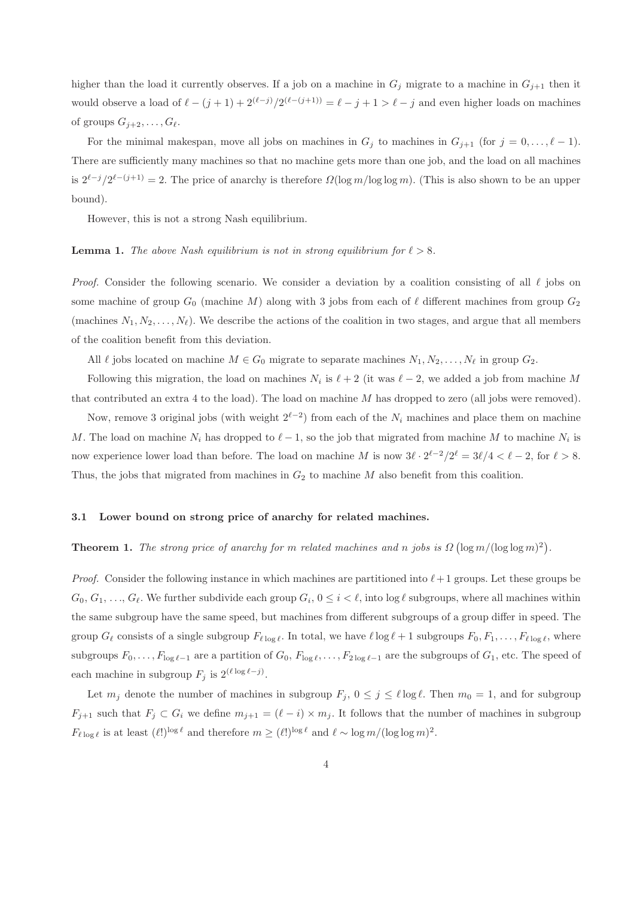higher than the load it currently observes. If a job on a machine in $G_j$ migrate to a machine in $G_{j+1}$ then it would observe a load of $\ell - (j+1) + 2^{(\ell-j)}/2^{(\ell-(j+1))} = \ell - j + 1 > \ell - j$ and even higher loads on machines of groups $G_{j+2}, \ldots, G_\ell$.

For the minimal makespan, move all jobs on machines in $G_j$ to machines in $G_{j+1}$ (for $j = 0, \ldots, \ell-1$). There are sufficiently many machines so that no machine gets more than one job, and the load on all machines is $2^{\ell-j}/2^{\ell-(j+1)} = 2$. The price of anarchy is therefore $\Omega(\log m / \log\log m)$. (This is also shown to be an upper bound).

However, this is not a strong Nash equilibrium.

**Lemma 1.** *The above Nash equilibrium is not in strong equilibrium for $\ell > 8$.*

*Proof.* Consider the following scenario. We consider a deviation by a coalition consisting of all $\ell$ jobs on some machine of group $G_0$ (machine $M$) along with 3 jobs from each of $\ell$ different machines from group $G_2$ (machines $N_1, N_2, \ldots, N_\ell$). We describe the actions of the coalition in two stages, and argue that all members of the coalition benefit from this deviation.

All $\ell$ jobs located on machine $M \in G_0$ migrate to separate machines $N_1, N_2, \ldots, N_\ell$ in group $G_2$.

Following this migration, the load on machines $N_i$ is $\ell + 2$ (it was $\ell - 2$, we added a job from machine $M$ that contributed an extra 4 to the load). The load on machine $M$ has dropped to zero (all jobs were removed).

Now, remove 3 original jobs (with weight $2^{\ell-2}$) from each of the $N_i$ machines and place them on machine $M$. The load on machine $N_i$ has dropped to $\ell - 1$, so the job that migrated from machine $M$ to machine $N_i$ is now experience lower load than before. The load on machine $M$ is now $3\ell \cdot 2^{\ell-2}/2^\ell = 3\ell/4 < \ell - 2$, for $\ell > 8$. Thus, the jobs that migrated from machines in $G_2$ to machine $M$ also benefit from this coalition.

### 3.1 Lower bound on strong price of anarchy for related machines.

**Theorem 1.** *The strong price of anarchy for $m$ related machines and $n$ jobs is $\Omega\left(\log m/(\log\log m)^2\right)$.*

*Proof.* Consider the following instance in which machines are partitioned into $\ell+1$ groups. Let these groups be $G_0, G_1, \ldots, G_\ell$. We further subdivide each group $G_i$, $0 \le i < \ell$, into $\log \ell$ subgroups, where all machines within the same subgroup have the same speed, but machines from different subgroups of a group differ in speed. The group $G_\ell$ consists of a single subgroup $F_{\ell \log \ell}$. In total, we have $\ell \log \ell + 1$ subgroups $F_0, F_1, \ldots, F_{\ell \log \ell}$, where subgroups $F_0, \ldots, F_{\log \ell - 1}$ are a partition of $G_0$, $F_{\log \ell}, \ldots, F_{2\log \ell - 1}$ are the subgroups of $G_1$, etc. The speed of each machine in subgroup $F_j$ is $2^{(\ell \log \ell - j)}$.

Let $m_j$ denote the number of machines in subgroup $F_j$, $0 \le j \le \ell \log \ell$. Then $m_0 = 1$, and for subgroup $F_{j+1}$ such that $F_j \subset G_i$ we define $m_{j+1} = (\ell - i) \times m_j$. It follows that the number of machines in subgroup $F_{\ell \log \ell}$ is at least $(\ell!)^{\log \ell}$ and therefore $m \ge (\ell!)^{\log \ell}$ and $\ell \sim \log m/(\log\log m)^2$.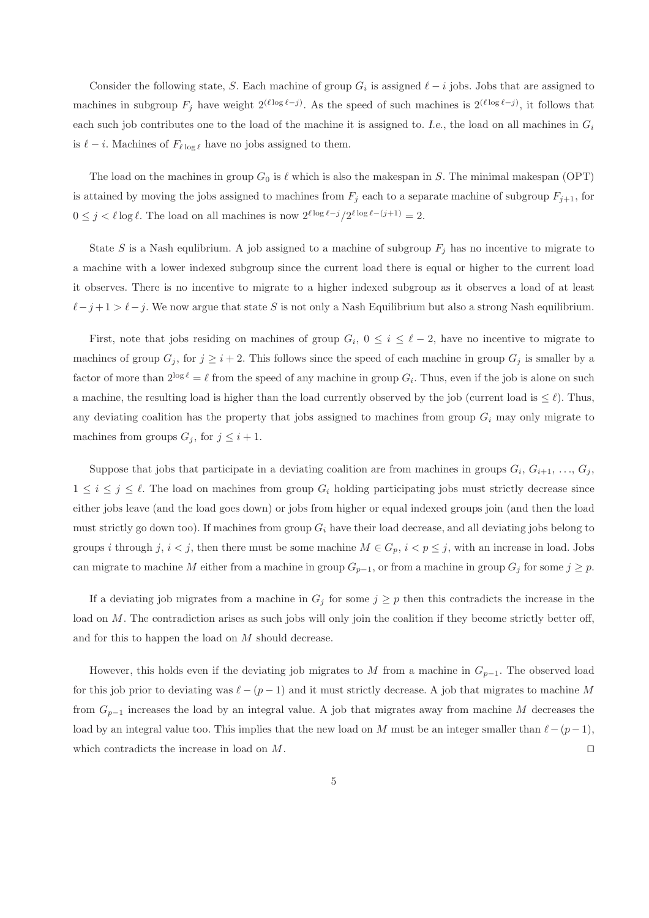Consider the following state, $S$. Each machine of group $G_i$ is assigned $\ell - i$ jobs. Jobs that are assigned to machines in subgroup $F_j$ have weight $2^{(\ell \log \ell - j)}$. As the speed of such machines is $2^{(\ell \log \ell - j)}$, it follows that each such job contributes one to the load of the machine it is assigned to. *I.e.*, the load on all machines in $G_i$ is $\ell - i$. Machines of $F_{\ell \log \ell}$ have no jobs assigned to them.

The load on the machines in group $G_0$ is $\ell$ which is also the makespan in $S$. The minimal makespan (OPT) is attained by moving the jobs assigned to machines from $F_j$ each to a separate machine of subgroup $F_{j+1}$, for $0 \leq j < \ell \log \ell$. The load on all machines is now $2^{\ell \log \ell - j} / 2^{\ell \log \ell - (j+1)} = 2$.

State $S$ is a Nash equlibrium. A job assigned to a machine of subgroup $F_j$ has no incentive to migrate to a machine with a lower indexed subgroup since the current load there is equal or higher to the current load it observes. There is no incentive to migrate to a higher indexed subgroup as it observes a load of at least $\ell - j + 1 > \ell - j$. We now argue that state $S$ is not only a Nash Equilibrium but also a strong Nash equilibrium.

First, note that jobs residing on machines of group $G_i$, $0 \leq i \leq \ell - 2$, have no incentive to migrate to machines of group $G_j$, for $j \geq i + 2$. This follows since the speed of each machine in group $G_j$ is smaller by a factor of more than $2^{\log \ell} = \ell$ from the speed of any machine in group $G_i$. Thus, even if the job is alone on such a machine, the resulting load is higher than the load currently observed by the job (current load is $\leq \ell$). Thus, any deviating coalition has the property that jobs assigned to machines from group $G_i$ may only migrate to machines from groups $G_j$, for $j \leq i + 1$.

Suppose that jobs that participate in a deviating coalition are from machines in groups $G_i, G_{i+1}, \ldots, G_j$, $1 \leq i \leq j \leq \ell$. The load on machines from group $G_i$ holding participating jobs must strictly decrease since either jobs leave (and the load goes down) or jobs from higher or equal indexed groups join (and then the load must strictly go down too). If machines from group $G_i$ have their load decrease, and all deviating jobs belong to groups $i$ through $j$, $i < j$, then there must be some machine $M \in G_p$, $i < p \leq j$, with an increase in load. Jobs can migrate to machine $M$ either from a machine in group $G_{p-1}$, or from a machine in group $G_j$ for some $j \geq p$.

If a deviating job migrates from a machine in $G_j$ for some $j \geq p$ then this contradicts the increase in the load on $M$. The contradiction arises as such jobs will only join the coalition if they become strictly better off, and for this to happen the load on $M$ should decrease.

However, this holds even if the deviating job migrates to $M$ from a machine in $G_{p-1}$. The observed load for this job prior to deviating was $\ell - (p - 1)$ and it must strictly decrease. A job that migrates to machine $M$ from $G_{p-1}$ increases the load by an integral value. A job that migrates away from machine $M$ decreases the load by an integral value too. This implies that the new load on $M$ must be an integer smaller than $\ell - (p - 1)$, which contradicts the increase in load on $M$. $\square$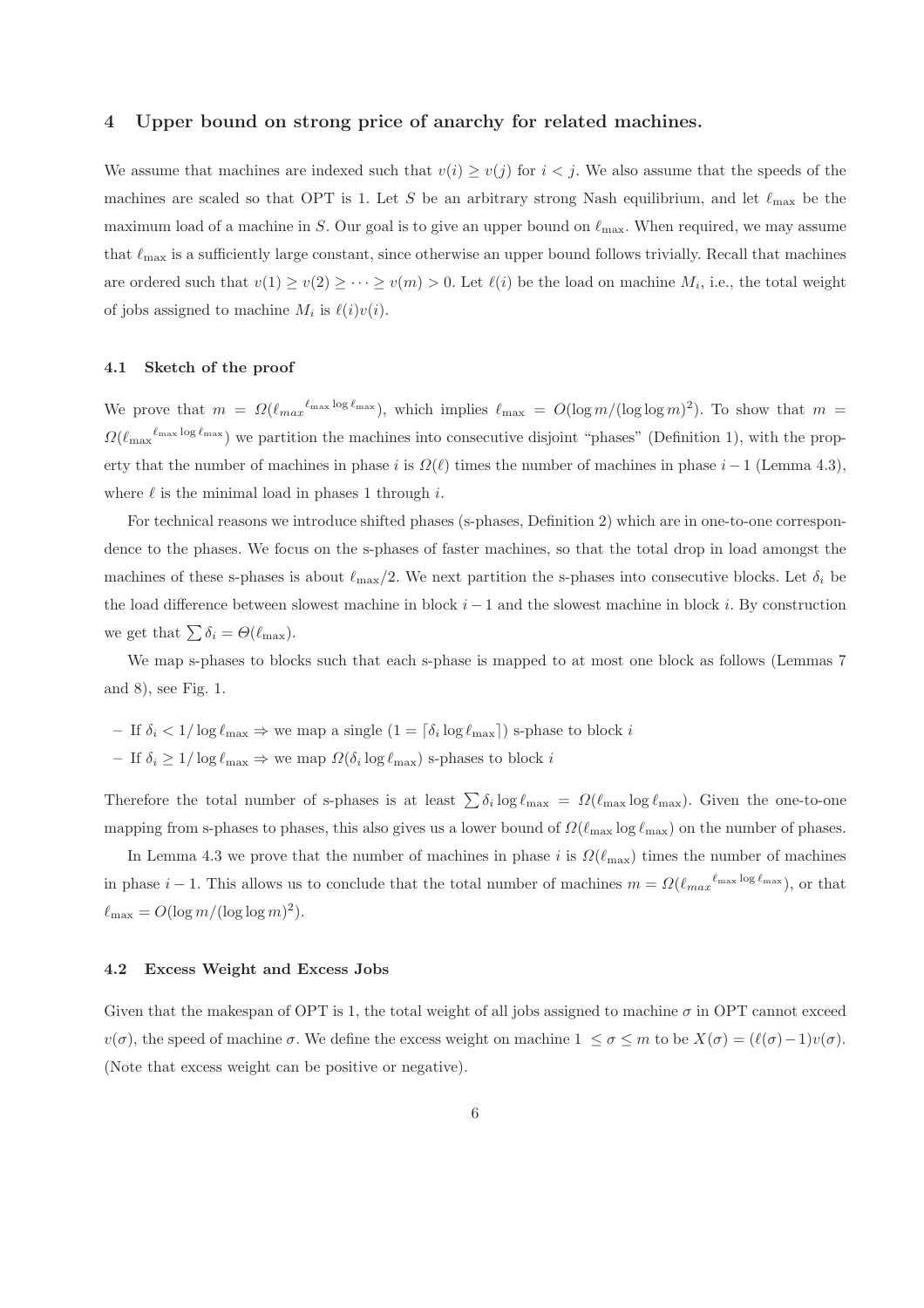## 4 Upper bound on strong price of anarchy for related machines.

We assume that machines are indexed such that $v(i) \geq v(j)$ for $i < j$. We also assume that the speeds of the machines are scaled so that OPT is 1. Let $S$ be an arbitrary strong Nash equilibrium, and let $\ell_{\max}$ be the maximum load of a machine in $S$. Our goal is to give an upper bound on $\ell_{\max}$. When required, we may assume that $\ell_{\max}$ is a sufficiently large constant, since otherwise an upper bound follows trivially. Recall that machines are ordered such that $v(1) \geq v(2) \geq \cdots \geq v(m) > 0$. Let $\ell(i)$ be the load on machine $M_i$, i.e., the total weight of jobs assigned to machine $M_i$ is $\ell(i)v(i)$.

### 4.1 Sketch of the proof

We prove that $m = \Omega(\ell_{max}{}^{\ell_{\max} \log \ell_{\max}})$, which implies $\ell_{\max} = O(\log m/(\log \log m)^2)$. To show that $m = \Omega(\ell_{\max}{}^{\ell_{\max} \log \ell_{\max}})$ we partition the machines into consecutive disjoint "phases" (Definition 1), with the property that the number of machines in phase $i$ is $\Omega(\ell)$ times the number of machines in phase $i-1$ (Lemma 4.3), where $\ell$ is the minimal load in phases 1 through $i$.

For technical reasons we introduce shifted phases (s-phases, Definition 2) which are in one-to-one correspondence to the phases. We focus on the s-phases of faster machines, so that the total drop in load amongst the machines of these s-phases is about $\ell_{\max}/2$. We next partition the s-phases into consecutive blocks. Let $\delta_i$ be the load difference between slowest machine in block $i-1$ and the slowest machine in block $i$. By construction we get that $\sum \delta_i = \Theta(\ell_{\max})$.

We map s-phases to blocks such that each s-phase is mapped to at most one block as follows (Lemmas 7 and 8), see Fig. 1.

- If $\delta_i < 1/\log \ell_{\max} \Rightarrow$ we map a single $(1 = \lceil \delta_i \log \ell_{\max} \rceil)$ s-phase to block $i$
- If $\delta_i \geq 1/\log \ell_{\max} \Rightarrow$ we map $\Omega(\delta_i \log \ell_{\max})$ s-phases to block $i$

Therefore the total number of s-phases is at least $\sum \delta_i \log \ell_{\max} = \Omega(\ell_{\max} \log \ell_{\max})$. Given the one-to-one mapping from s-phases to phases, this also gives us a lower bound of $\Omega(\ell_{\max} \log \ell_{\max})$ on the number of phases.

In Lemma 4.3 we prove that the number of machines in phase $i$ is $\Omega(\ell_{\max})$ times the number of machines in phase $i-1$. This allows us to conclude that the total number of machines $m = \Omega(\ell_{max}{}^{\ell_{\max} \log \ell_{\max}})$, or that $\ell_{\max} = O(\log m/(\log \log m)^2)$.

### 4.2 Excess Weight and Excess Jobs

Given that the makespan of OPT is 1, the total weight of all jobs assigned to machine $\sigma$ in OPT cannot exceed $v(\sigma)$, the speed of machine $\sigma$. We define the excess weight on machine $1 \leq \sigma \leq m$ to be $X(\sigma) = (\ell(\sigma) - 1)v(\sigma)$. (Note that excess weight can be positive or negative).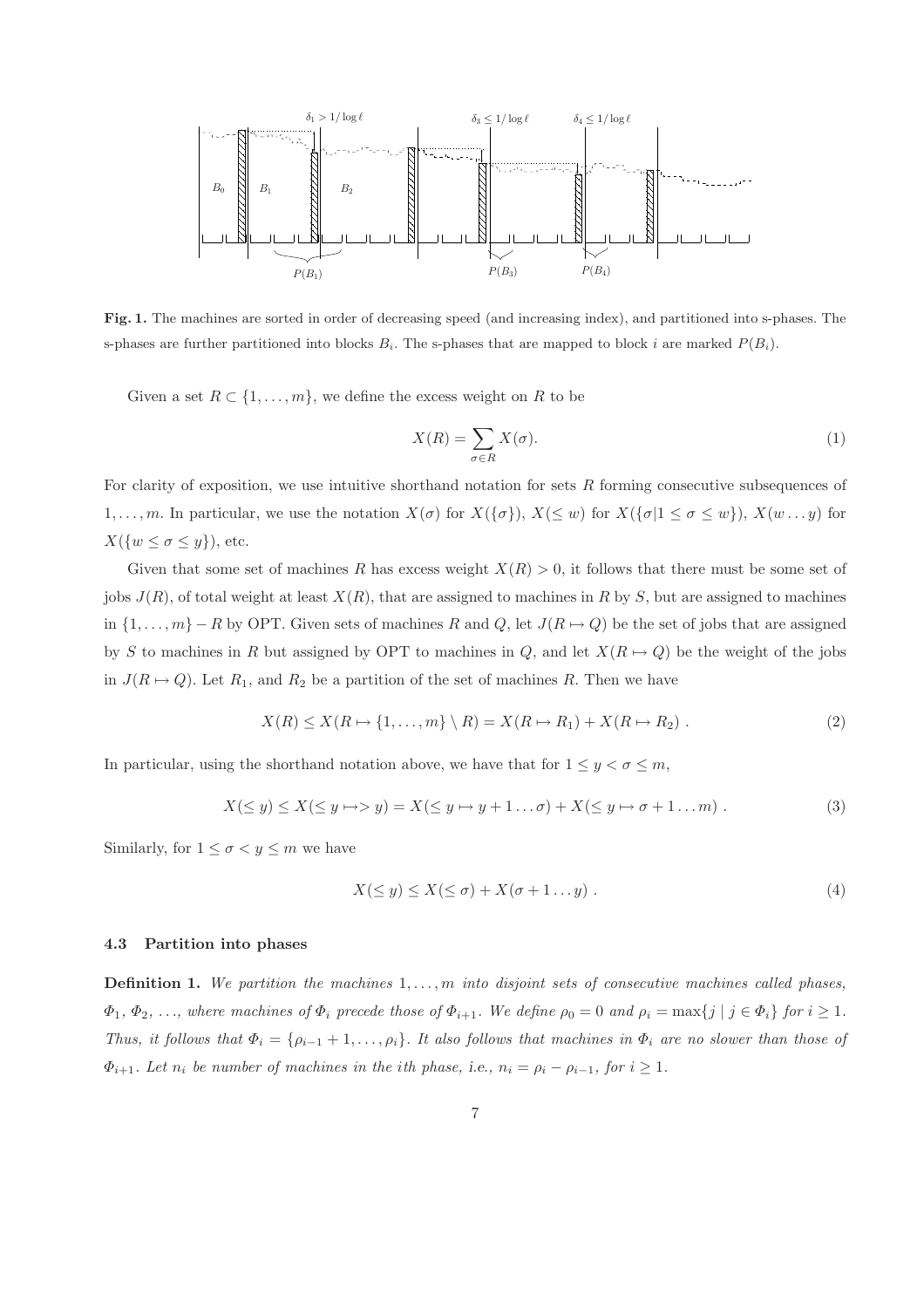**Fig. 1.** The machines are sorted in order of decreasing speed (and increasing index), and partitioned into s-phases. The s-phases are further partitioned into blocks $B_i$. The s-phases that are mapped to block $i$ are marked $P(B_i)$.

Given a set $R \subset \{1, \ldots, m\}$, we define the excess weight on $R$ to be

$$X(R) = \sum_{\sigma \in R} X(\sigma). \tag{1}$$

For clarity of exposition, we use intuitive shorthand notation for sets $R$ forming consecutive subsequences of $1, \ldots, m$. In particular, we use the notation $X(\sigma)$ for $X(\{\sigma\})$, $X(\leq w)$ for $X(\{\sigma | 1 \leq \sigma \leq w\})$, $X(w \ldots y)$ for $X(\{w \leq \sigma \leq y\})$, etc.

Given that some set of machines $R$ has excess weight $X(R) > 0$, it follows that there must be some set of jobs $J(R)$, of total weight at least $X(R)$, that are assigned to machines in $R$ by $S$, but are assigned to machines in $\{1, \ldots, m\} - R$ by OPT. Given sets of machines $R$ and $Q$, let $J(R \mapsto Q)$ be the set of jobs that are assigned by $S$ to machines in $R$ but assigned by OPT to machines in $Q$, and let $X(R \mapsto Q)$ be the weight of the jobs in $J(R \mapsto Q)$. Let $R_1$, and $R_2$ be a partition of the set of machines $R$. Then we have

$$X(R) \leq X(R \mapsto \{1, \ldots, m\} \setminus R) = X(R \mapsto R_1) + X(R \mapsto R_2) \ . \tag{2}$$

In particular, using the shorthand notation above, we have that for $1 \leq y < \sigma \leq m$,

$$X(\leq y) \leq X(\leq y \mapsto > y) = X(\leq y \mapsto y + 1 \ldots \sigma) + X(\leq y \mapsto \sigma + 1 \ldots m) \ . \tag{3}$$

Similarly, for $1 \leq \sigma < y \leq m$ we have

$$X(\leq y) \leq X(\leq \sigma) + X(\sigma + 1 \ldots y) \ . \tag{4}$$

### 4.3 Partition into phases

**Definition 1.** *We partition the machines $1, \ldots, m$ into disjoint sets of consecutive machines called phases, $\Phi_1$, $\Phi_2$, $\ldots$, where machines of $\Phi_i$ precede those of $\Phi_{i+1}$. We define $\rho_0 = 0$ and $\rho_i = \max\{j \mid j \in \Phi_i\}$ for $i \geq 1$. Thus, it follows that $\Phi_i = \{\rho_{i-1} + 1, \ldots, \rho_i\}$. It also follows that machines in $\Phi_i$ are no slower than those of $\Phi_{i+1}$. Let $n_i$ be number of machines in the ith phase, i.e., $n_i = \rho_i - \rho_{i-1}$, for $i \geq 1$.*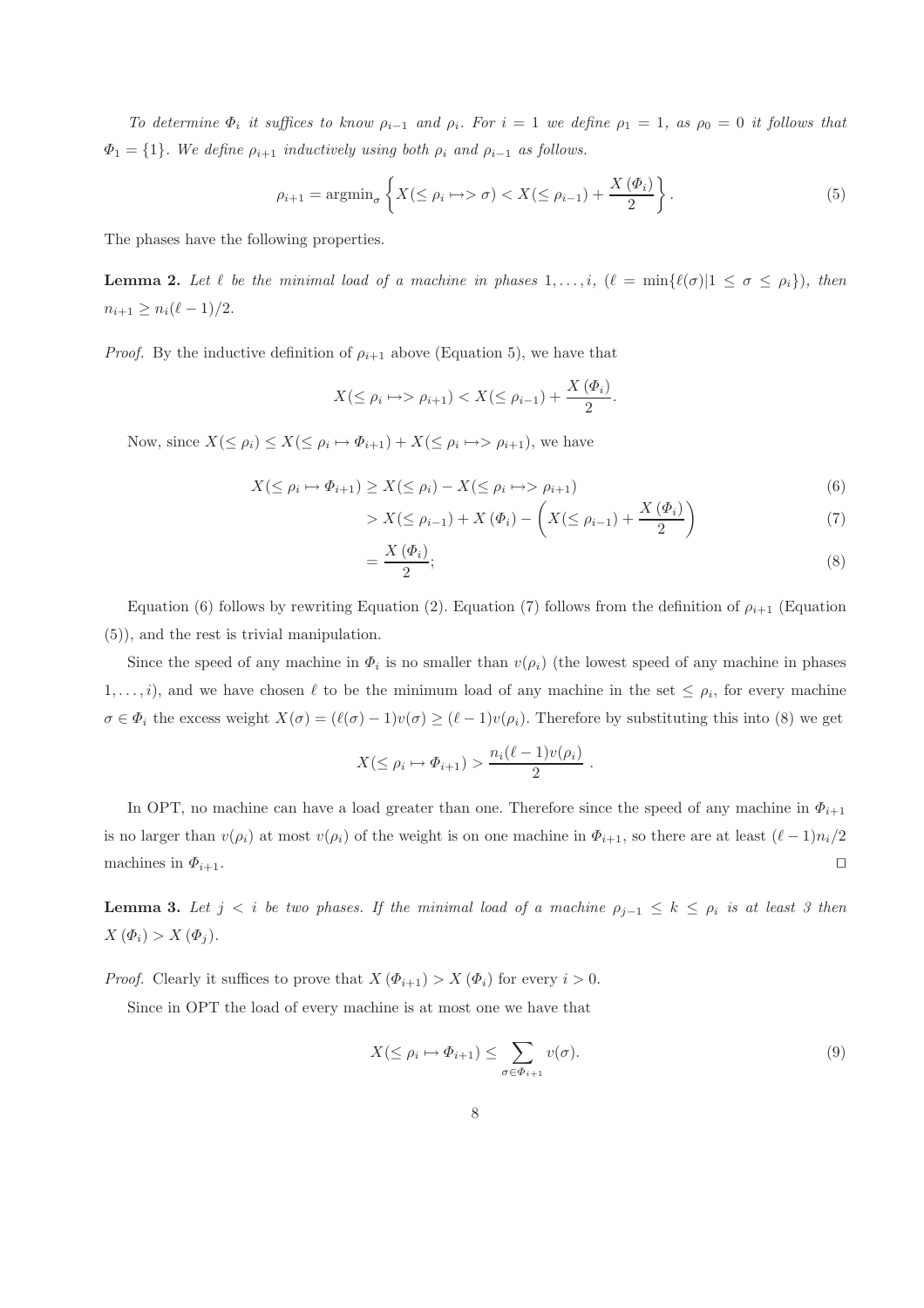*To determine $\Phi_i$ it suffices to know $\rho_{i-1}$ and $\rho_i$. For $i = 1$ we define $\rho_1 = 1$, as $\rho_0 = 0$ it follows that $\Phi_1 = \{1\}$. We define $\rho_{i+1}$ inductively using both $\rho_i$ and $\rho_{i-1}$ as follows.*

$$\rho_{i+1} = \text{argmin}_\sigma \left\{ X(\leq \rho_i \mapsto> \sigma) < X(\leq \rho_{i-1}) + \frac{X(\Phi_i)}{2} \right\}. \tag{5}$$

The phases have the following properties.

**Lemma 2.** *Let $\ell$ be the minimal load of a machine in phases $1, \ldots, i$, $(\ell = \min\{\ell(\sigma) | 1 \leq \sigma \leq \rho_i\})$, then $n_{i+1} \geq n_i(\ell - 1)/2$.*

*Proof.* By the inductive definition of $\rho_{i+1}$ above (Equation 5), we have that

$$X(\leq \rho_i \mapsto> \rho_{i+1}) < X(\leq \rho_{i-1}) + \frac{X(\Phi_i)}{2}.$$

Now, since $X(\leq \rho_i) \leq X(\leq \rho_i \mapsto \Phi_{i+1}) + X(\leq \rho_i \mapsto> \rho_{i+1})$, we have

$$X(\leq \rho_i \mapsto \Phi_{i+1}) \geq X(\leq \rho_i) - X(\leq \rho_i \mapsto> \rho_{i+1}) \tag{6}$$

$$> X(\leq \rho_{i-1}) + X(\Phi_i) - \left( X(\leq \rho_{i-1}) + \frac{X(\Phi_i)}{2} \right) \tag{7}$$

$$= \frac{X(\Phi_i)}{2}; \tag{8}$$

Equation (6) follows by rewriting Equation (2). Equation (7) follows from the definition of $\rho_{i+1}$ (Equation (5)), and the rest is trivial manipulation.

Since the speed of any machine in $\Phi_i$ is no smaller than $v(\rho_i)$ (the lowest speed of any machine in phases $1, \ldots, i$), and we have chosen $\ell$ to be the minimum load of any machine in the set $\leq \rho_i$, for every machine $\sigma \in \Phi_i$ the excess weight $X(\sigma) = (\ell(\sigma) - 1)v(\sigma) \geq (\ell - 1)v(\rho_i)$. Therefore by substituting this into (8) we get

$$X(\leq \rho_i \mapsto \Phi_{i+1}) > \frac{n_i(\ell - 1)v(\rho_i)}{2}.$$

In OPT, no machine can have a load greater than one. Therefore since the speed of any machine in $\Phi_{i+1}$ is no larger than $v(\rho_i)$ at most $v(\rho_i)$ of the weight is on one machine in $\Phi_{i+1}$, so there are at least $(\ell - 1)n_i/2$ machines in $\Phi_{i+1}$. □

**Lemma 3.** *Let $j < i$ be two phases. If the minimal load of a machine $\rho_{j-1} \leq k \leq \rho_i$ is at least 3 then $X(\Phi_i) > X(\Phi_j)$.*

*Proof.* Clearly it suffices to prove that $X(\Phi_{i+1}) > X(\Phi_i)$ for every $i > 0$.

Since in OPT the load of every machine is at most one we have that

$$X(\leq \rho_i \mapsto \Phi_{i+1}) \leq \sum_{\sigma \in \Phi_{i+1}} v(\sigma). \tag{9}$$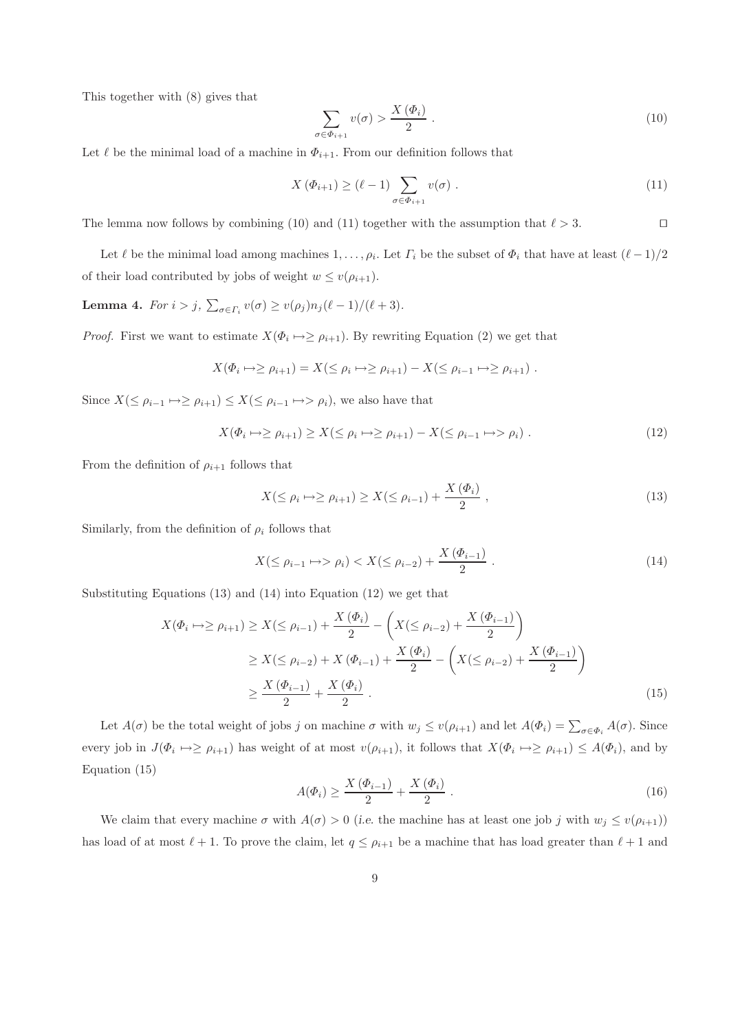This together with (8) gives that

$$\sum_{\sigma \in \Phi_{i+1}} v(\sigma) > \frac{X(\Phi_i)}{2} . \tag{10}$$

Let $\ell$ be the minimal load of a machine in $\Phi_{i+1}$. From our definition follows that

$$X(\Phi_{i+1}) \geq (\ell - 1) \sum_{\sigma \in \Phi_{i+1}} v(\sigma) . \tag{11}$$

The lemma now follows by combining (10) and (11) together with the assumption that $\ell > 3$. $\square$

Let $\ell$ be the minimal load among machines $1, \ldots, \rho_i$. Let $\Gamma_i$ be the subset of $\Phi_i$ that have at least $(\ell-1)/2$ of their load contributed by jobs of weight $w \leq v(\rho_{i+1})$.

**Lemma 4.** *For $i > j$, $\sum_{\sigma \in \Gamma_i} v(\sigma) \geq v(\rho_j) n_j (\ell - 1)/(\ell + 3)$.*

*Proof.* First we want to estimate $X(\Phi_i \mapsto \geq \rho_{i+1})$. By rewriting Equation (2) we get that

$$X(\Phi_i \mapsto \geq \rho_{i+1}) = X(\leq \rho_i \mapsto \geq \rho_{i+1}) - X(\leq \rho_{i-1} \mapsto \geq \rho_{i+1}) .$$

Since $X(\leq \rho_{i-1} \mapsto \geq \rho_{i+1}) \leq X(\leq \rho_{i-1} \mapsto > \rho_i)$, we also have that

$$X(\Phi_i \mapsto \geq \rho_{i+1}) \geq X(\leq \rho_i \mapsto \geq \rho_{i+1}) - X(\leq \rho_{i-1} \mapsto > \rho_i) . \tag{12}$$

From the definition of $\rho_{i+1}$ follows that

$$X(\leq \rho_i \mapsto \geq \rho_{i+1}) \geq X(\leq \rho_{i-1}) + \frac{X(\Phi_i)}{2} , \tag{13}$$

Similarly, from the definition of $\rho_i$ follows that

$$X(\leq \rho_{i-1} \mapsto > \rho_i) < X(\leq \rho_{i-2}) + \frac{X(\Phi_{i-1})}{2} . \tag{14}$$

Substituting Equations (13) and (14) into Equation (12) we get that

$$\begin{aligned}
X(\Phi_i \mapsto \geq \rho_{i+1}) &\geq X(\leq \rho_{i-1}) + \frac{X(\Phi_i)}{2} - \left( X(\leq \rho_{i-2}) + \frac{X(\Phi_{i-1})}{2} \right) \\
&\geq X(\leq \rho_{i-2}) + X(\Phi_{i-1}) + \frac{X(\Phi_i)}{2} - \left( X(\leq \rho_{i-2}) + \frac{X(\Phi_{i-1})}{2} \right) \\
&\geq \frac{X(\Phi_{i-1})}{2} + \frac{X(\Phi_i)}{2} .
\end{aligned} \tag{15}$$

Let $A(\sigma)$ be the total weight of jobs $j$ on machine $\sigma$ with $w_j \leq v(\rho_{i+1})$ and let $A(\Phi_i) = \sum_{\sigma \in \Phi_i} A(\sigma)$. Since every job in $J(\Phi_i \mapsto \geq \rho_{i+1})$ has weight of at most $v(\rho_{i+1})$, it follows that $X(\Phi_i \mapsto \geq \rho_{i+1}) \leq A(\Phi_i)$, and by Equation (15)

$$A(\Phi_i) \geq \frac{X(\Phi_{i-1})}{2} + \frac{X(\Phi_i)}{2} . \tag{16}$$

We claim that every machine $\sigma$ with $A(\sigma) > 0$ (*i.e.* the machine has at least one job $j$ with $w_j \leq v(\rho_{i+1})$) has load of at most $\ell + 1$. To prove the claim, let $q \leq \rho_{i+1}$ be a machine that has load greater than $\ell + 1$ and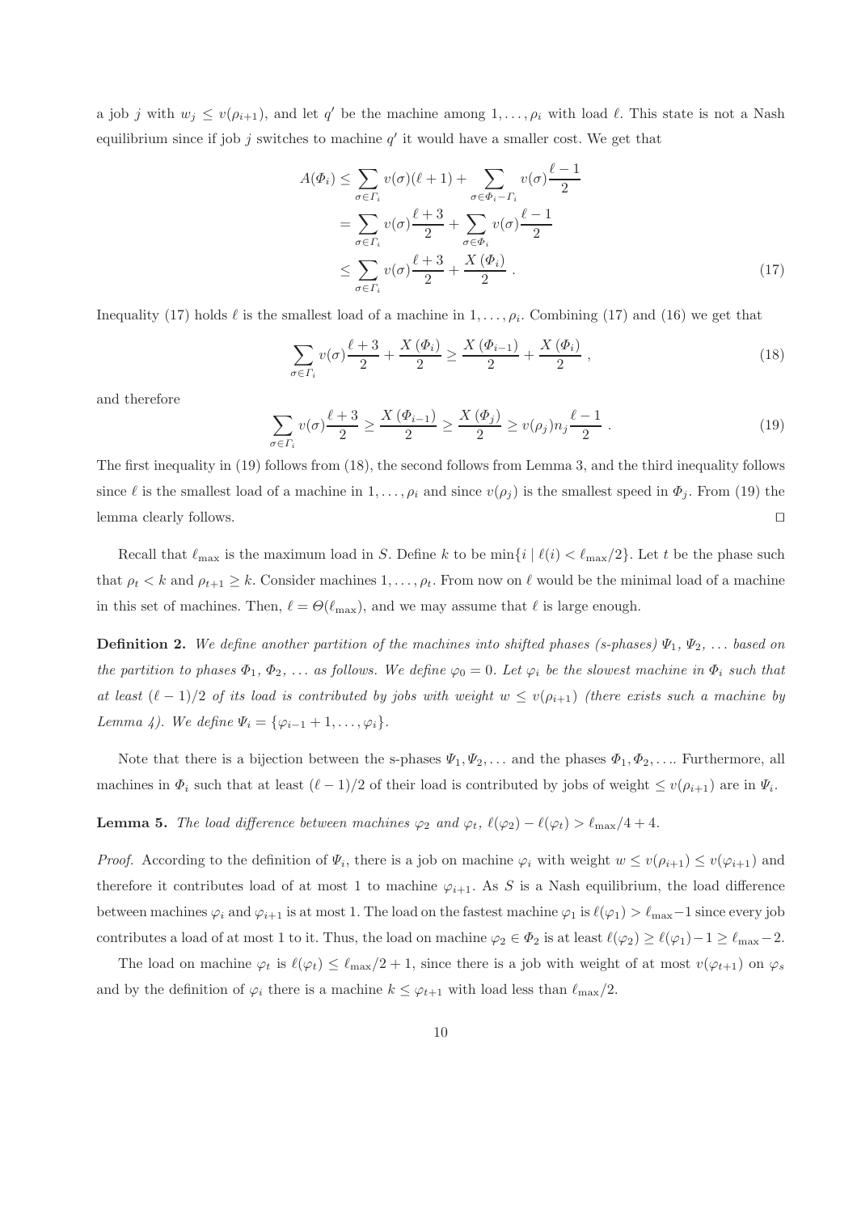a job $j$ with $w_j \leq v(\rho_{i+1})$, and let $q'$ be the machine among $1, \ldots, \rho_i$ with load $\ell$. This state is not a Nash equilibrium since if job $j$ switches to machine $q'$ it would have a smaller cost. We get that

$$
\begin{aligned}
A(\Phi_i) &\leq \sum_{\sigma \in \Gamma_i} v(\sigma)(\ell+1) + \sum_{\sigma \in \Phi_i - \Gamma_i} v(\sigma)\frac{\ell-1}{2} \\
&= \sum_{\sigma \in \Gamma_i} v(\sigma)\frac{\ell+3}{2} + \sum_{\sigma \in \Phi_i} v(\sigma)\frac{\ell-1}{2} \\
&\leq \sum_{\sigma \in \Gamma_i} v(\sigma)\frac{\ell+3}{2} + \frac{X(\Phi_i)}{2} \, . \qquad (17)
\end{aligned}
$$

Inequality (17) holds $\ell$ is the smallest load of a machine in $1, \ldots, \rho_i$. Combining (17) and (16) we get that

$$\sum_{\sigma \in \Gamma_i} v(\sigma)\frac{\ell+3}{2} + \frac{X(\Phi_i)}{2} \geq \frac{X(\Phi_{i-1})}{2} + \frac{X(\Phi_i)}{2} \, , \qquad (18)$$

and therefore

$$\sum_{\sigma \in \Gamma_i} v(\sigma)\frac{\ell+3}{2} \geq \frac{X(\Phi_{i-1})}{2} \geq \frac{X(\Phi_j)}{2} \geq v(\rho_j) n_j \frac{\ell-1}{2} \, . \qquad (19)$$

The first inequality in (19) follows from (18), the second follows from Lemma 3, and the third inequality follows since $\ell$ is the smallest load of a machine in $1, \ldots, \rho_i$ and since $v(\rho_j)$ is the smallest speed in $\Phi_j$. From (19) the lemma clearly follows. ⊓⊔

Recall that $\ell_{\max}$ is the maximum load in $S$. Define $k$ to be $\min\{i \mid \ell(i) < \ell_{\max}/2\}$. Let $t$ be the phase such that $\rho_t < k$ and $\rho_{t+1} \geq k$. Consider machines $1, \ldots, \rho_t$. From now on $\ell$ would be the minimal load of a machine in this set of machines. Then, $\ell = \Theta(\ell_{\max})$, and we may assume that $\ell$ is large enough.

**Definition 2.** *We define another partition of the machines into shifted phases (s-phases) $\Psi_1, \Psi_2, \ldots$ based on the partition to phases $\Phi_1, \Phi_2, \ldots$ as follows. We define $\varphi_0 = 0$. Let $\varphi_i$ be the slowest machine in $\Phi_i$ such that at least $(\ell-1)/2$ of its load is contributed by jobs with weight $w \leq v(\rho_{i+1})$ (there exists such a machine by Lemma 4). We define $\Psi_i = \{\varphi_{i-1}+1, \ldots, \varphi_i\}$.*

Note that there is a bijection between the s-phases $\Psi_1, \Psi_2, \ldots$ and the phases $\Phi_1, \Phi_2, \ldots$. Furthermore, all machines in $\Phi_i$ such that at least $(\ell-1)/2$ of their load is contributed by jobs of weight $\leq v(\rho_{i+1})$ are in $\Psi_i$.

**Lemma 5.** *The load difference between machines $\varphi_2$ and $\varphi_t$, $\ell(\varphi_2) - \ell(\varphi_t) > \ell_{\max}/4 + 4$.*

*Proof.* According to the definition of $\Psi_i$, there is a job on machine $\varphi_i$ with weight $w \leq v(\rho_{i+1}) \leq v(\varphi_{i+1})$ and therefore it contributes load of at most 1 to machine $\varphi_{i+1}$. As $S$ is a Nash equilibrium, the load difference between machines $\varphi_i$ and $\varphi_{i+1}$ is at most 1. The load on the fastest machine $\varphi_1$ is $\ell(\varphi_1) > \ell_{\max} - 1$ since every job contributes a load of at most 1 to it. Thus, the load on machine $\varphi_2 \in \Phi_2$ is at least $\ell(\varphi_2) \geq \ell(\varphi_1) - 1 \geq \ell_{\max} - 2$.

The load on machine $\varphi_t$ is $\ell(\varphi_t) \leq \ell_{\max}/2 + 1$, since there is a job with weight of at most $v(\varphi_{t+1})$ on $\varphi_s$ and by the definition of $\varphi_i$ there is a machine $k \leq \varphi_{t+1}$ with load less than $\ell_{\max}/2$.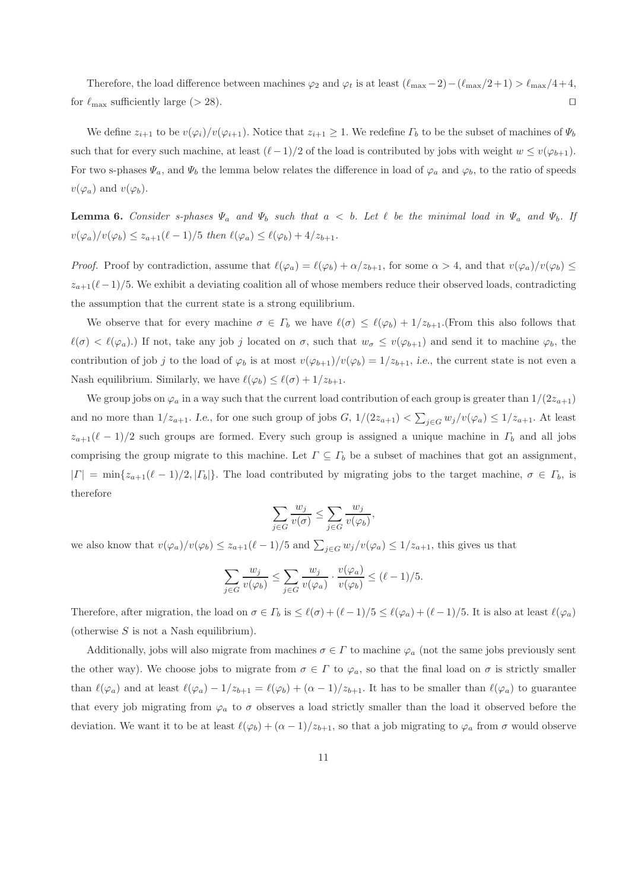Therefore, the load difference between machines $\varphi_2$ and $\varphi_t$ is at least $(\ell_{\max} - 2) - (\ell_{\max}/2 + 1) > \ell_{\max}/4 + 4$, for $\ell_{\max}$ sufficiently large ($> 28$). $\square$

We define $z_{i+1}$ to be $v(\varphi_i)/v(\varphi_{i+1})$. Notice that $z_{i+1} \geq 1$. We redefine $\Gamma_b$ to be the subset of machines of $\Psi_b$ such that for every such machine, at least $(\ell - 1)/2$ of the load is contributed by jobs with weight $w \leq v(\varphi_{b+1})$. For two s-phases $\Psi_a$, and $\Psi_b$ the lemma below relates the difference in load of $\varphi_a$ and $\varphi_b$, to the ratio of speeds $v(\varphi_a)$ and $v(\varphi_b)$.

**Lemma 6.** *Consider s-phases $\Psi_a$ and $\Psi_b$ such that $a < b$. Let $\ell$ be the minimal load in $\Psi_a$ and $\Psi_b$. If $v(\varphi_a)/v(\varphi_b) \leq z_{a+1}(\ell - 1)/5$ then $\ell(\varphi_a) \leq \ell(\varphi_b) + 4/z_{b+1}$.*

*Proof.* Proof by contradiction, assume that $\ell(\varphi_a) = \ell(\varphi_b) + \alpha/z_{b+1}$, for some $\alpha > 4$, and that $v(\varphi_a)/v(\varphi_b) \leq z_{a+1}(\ell - 1)/5$. We exhibit a deviating coalition all of whose members reduce their observed loads, contradicting the assumption that the current state is a strong equilibrium.

We observe that for every machine $\sigma \in \Gamma_b$ we have $\ell(\sigma) \leq \ell(\varphi_b) + 1/z_{b+1}$.(From this also follows that $\ell(\sigma) < \ell(\varphi_a)$.) If not, take any job $j$ located on $\sigma$, such that $w_\sigma \leq v(\varphi_{b+1})$ and send it to machine $\varphi_b$, the contribution of job $j$ to the load of $\varphi_b$ is at most $v(\varphi_{b+1})/v(\varphi_b) = 1/z_{b+1}$, *i.e.*, the current state is not even a Nash equilibrium. Similarly, we have $\ell(\varphi_b) \leq \ell(\sigma) + 1/z_{b+1}$.

We group jobs on $\varphi_a$ in a way such that the current load contribution of each group is greater than $1/(2z_{a+1})$ and no more than $1/z_{a+1}$. *I.e.*, for one such group of jobs $G$, $1/(2z_{a+1}) < \sum_{j \in G} w_j/v(\varphi_a) \leq 1/z_{a+1}$. At least $z_{a+1}(\ell - 1)/2$ such groups are formed. Every such group is assigned a unique machine in $\Gamma_b$ and all jobs comprising the group migrate to this machine. Let $\Gamma \subseteq \Gamma_b$ be a subset of machines that got an assignment, $|\Gamma| = \min\{z_{a+1}(\ell - 1)/2, |\Gamma_b|\}$. The load contributed by migrating jobs to the target machine, $\sigma \in \Gamma_b$, is therefore

$$\sum_{j \in G} \frac{w_j}{v(\sigma)} \leq \sum_{j \in G} \frac{w_j}{v(\varphi_b)},$$

we also know that $v(\varphi_a)/v(\varphi_b) \leq z_{a+1}(\ell - 1)/5$ and $\sum_{j \in G} w_j/v(\varphi_a) \leq 1/z_{a+1}$, this gives us that

$$\sum_{j \in G} \frac{w_j}{v(\varphi_b)} \leq \sum_{j \in G} \frac{w_j}{v(\varphi_a)} \cdot \frac{v(\varphi_a)}{v(\varphi_b)} \leq (\ell - 1)/5.$$

Therefore, after migration, the load on $\sigma \in \Gamma_b$ is $\leq \ell(\sigma) + (\ell - 1)/5 \leq \ell(\varphi_a) + (\ell - 1)/5$. It is also at least $\ell(\varphi_a)$ (otherwise $S$ is not a Nash equilibrium).

Additionally, jobs will also migrate from machines $\sigma \in \Gamma$ to machine $\varphi_a$ (not the same jobs previously sent the other way). We choose jobs to migrate from $\sigma \in \Gamma$ to $\varphi_a$, so that the final load on $\sigma$ is strictly smaller than $\ell(\varphi_a)$ and at least $\ell(\varphi_a) - 1/z_{b+1} = \ell(\varphi_b) + (\alpha - 1)/z_{b+1}$. It has to be smaller than $\ell(\varphi_a)$ to guarantee that every job migrating from $\varphi_a$ to $\sigma$ observes a load strictly smaller than the load it observed before the deviation. We want it to be at least $\ell(\varphi_b) + (\alpha - 1)/z_{b+1}$, so that a job migrating to $\varphi_a$ from $\sigma$ would observe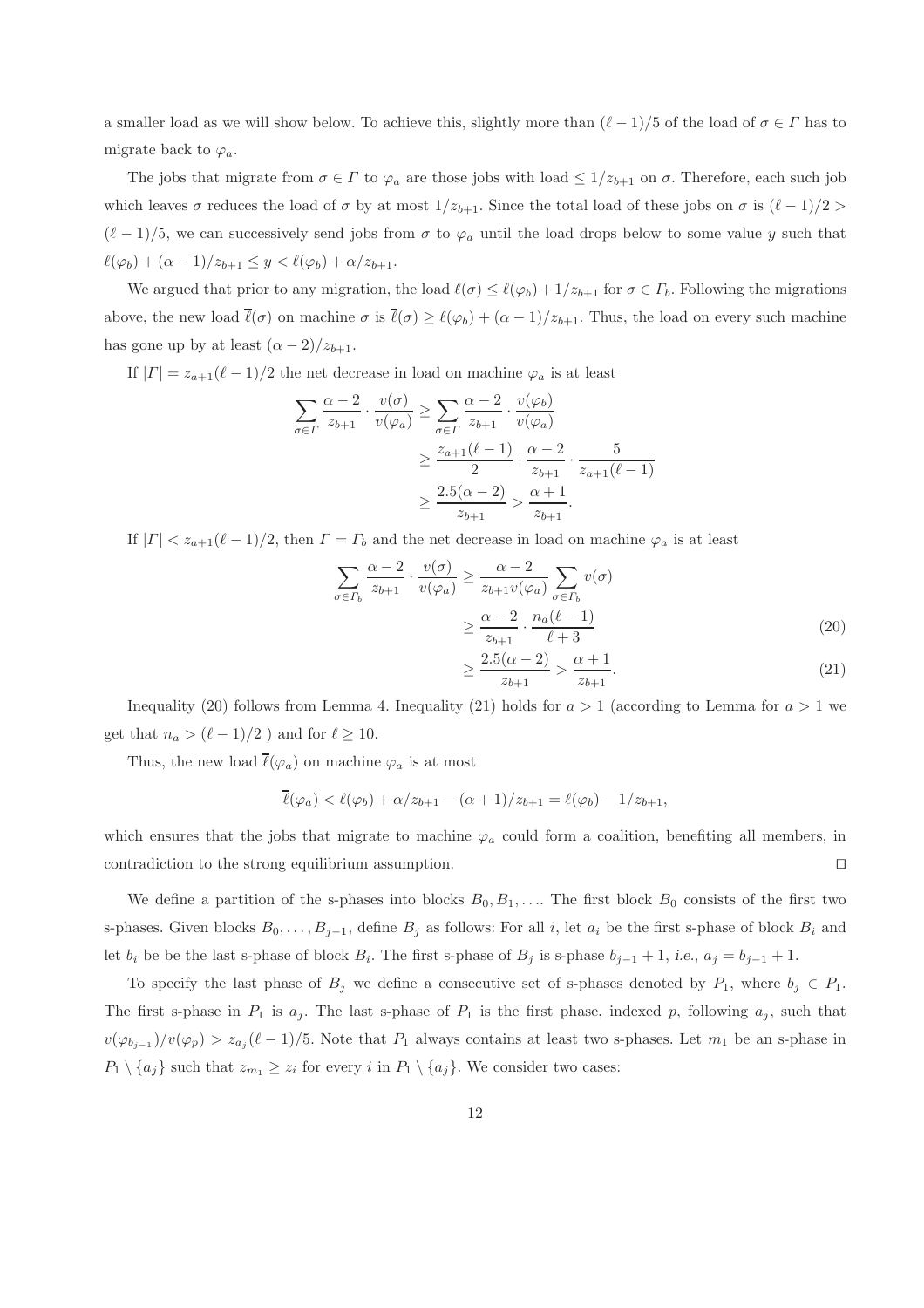a smaller load as we will show below. To achieve this, slightly more than $(\ell-1)/5$ of the load of $\sigma \in \Gamma$ has to migrate back to $\varphi_a$.

The jobs that migrate from $\sigma \in \Gamma$ to $\varphi_a$ are those jobs with load $\leq 1/z_{b+1}$ on $\sigma$. Therefore, each such job which leaves $\sigma$ reduces the load of $\sigma$ by at most $1/z_{b+1}$. Since the total load of these jobs on $\sigma$ is $(\ell-1)/2 > (\ell-1)/5$, we can successively send jobs from $\sigma$ to $\varphi_a$ until the load drops below to some value $y$ such that $\ell(\varphi_b) + (\alpha-1)/z_{b+1} \leq y < \ell(\varphi_b) + \alpha/z_{b+1}$.

We argued that prior to any migration, the load $\ell(\sigma) \leq \ell(\varphi_b) + 1/z_{b+1}$ for $\sigma \in \Gamma_b$. Following the migrations above, the new load $\overline{\ell}(\sigma)$ on machine $\sigma$ is $\overline{\ell}(\sigma) \geq \ell(\varphi_b) + (\alpha-1)/z_{b+1}$. Thus, the load on every such machine has gone up by at least $(\alpha-2)/z_{b+1}$.

If $|\Gamma| = z_{a+1}(\ell-1)/2$ the net decrease in load on machine $\varphi_a$ is at least

$$
\begin{aligned}
\sum_{\sigma \in \Gamma} \frac{\alpha-2}{z_{b+1}} \cdot \frac{v(\sigma)}{v(\varphi_a)} &\geq \sum_{\sigma \in \Gamma} \frac{\alpha-2}{z_{b+1}} \cdot \frac{v(\varphi_b)}{v(\varphi_a)} \\
&\geq \frac{z_{a+1}(\ell-1)}{2} \cdot \frac{\alpha-2}{z_{b+1}} \cdot \frac{5}{z_{a+1}(\ell-1)} \\
&\geq \frac{2.5(\alpha-2)}{z_{b+1}} > \frac{\alpha+1}{z_{b+1}}.
\end{aligned}
$$

If $|\Gamma| < z_{a+1}(\ell-1)/2$, then $\Gamma = \Gamma_b$ and the net decrease in load on machine $\varphi_a$ is at least

$$
\begin{aligned}
\sum_{\sigma \in \Gamma_b} \frac{\alpha-2}{z_{b+1}} \cdot \frac{v(\sigma)}{v(\varphi_a)} &\geq \frac{\alpha-2}{z_{b+1} v(\varphi_a)} \sum_{\sigma \in \Gamma_b} v(\sigma) \\
&\geq \frac{\alpha-2}{z_{b+1}} \cdot \frac{n_a(\ell-1)}{\ell+3} \qquad (20) \\
&\geq \frac{2.5(\alpha-2)}{z_{b+1}} > \frac{\alpha+1}{z_{b+1}}. \qquad (21)
\end{aligned}
$$

Inequality (20) follows from Lemma 4. Inequality (21) holds for $a > 1$ (according to Lemma for $a > 1$ we get that $n_a > (\ell-1)/2$ ) and for $\ell \geq 10$.

Thus, the new load $\overline{\ell}(\varphi_a)$ on machine $\varphi_a$ is at most

$$
\overline{\ell}(\varphi_a) < \ell(\varphi_b) + \alpha/z_{b+1} - (\alpha+1)/z_{b+1} = \ell(\varphi_b) - 1/z_{b+1},
$$

which ensures that the jobs that migrate to machine $\varphi_a$ could form a coalition, benefiting all members, in contradiction to the strong equilibrium assumption. ◻

We define a partition of the s-phases into blocks $B_0, B_1, \ldots$. The first block $B_0$ consists of the first two s-phases. Given blocks $B_0, \ldots, B_{j-1}$, define $B_j$ as follows: For all $i$, let $a_i$ be the first s-phase of block $B_i$ and let $b_i$ be be the last s-phase of block $B_i$. The first s-phase of $B_j$ is s-phase $b_{j-1}+1$, *i.e.*, $a_j = b_{j-1}+1$.

To specify the last phase of $B_j$ we define a consecutive set of s-phases denoted by $P_1$, where $b_j \in P_1$. The first s-phase in $P_1$ is $a_j$. The last s-phase of $P_1$ is the first phase, indexed $p$, following $a_j$, such that $v(\varphi_{b_{j-1}})/v(\varphi_p) > z_{a_j}(\ell-1)/5$. Note that $P_1$ always contains at least two s-phases. Let $m_1$ be an s-phase in $P_1 \setminus \{a_j\}$ such that $z_{m_1} \geq z_i$ for every $i$ in $P_1 \setminus \{a_j\}$. We consider two cases: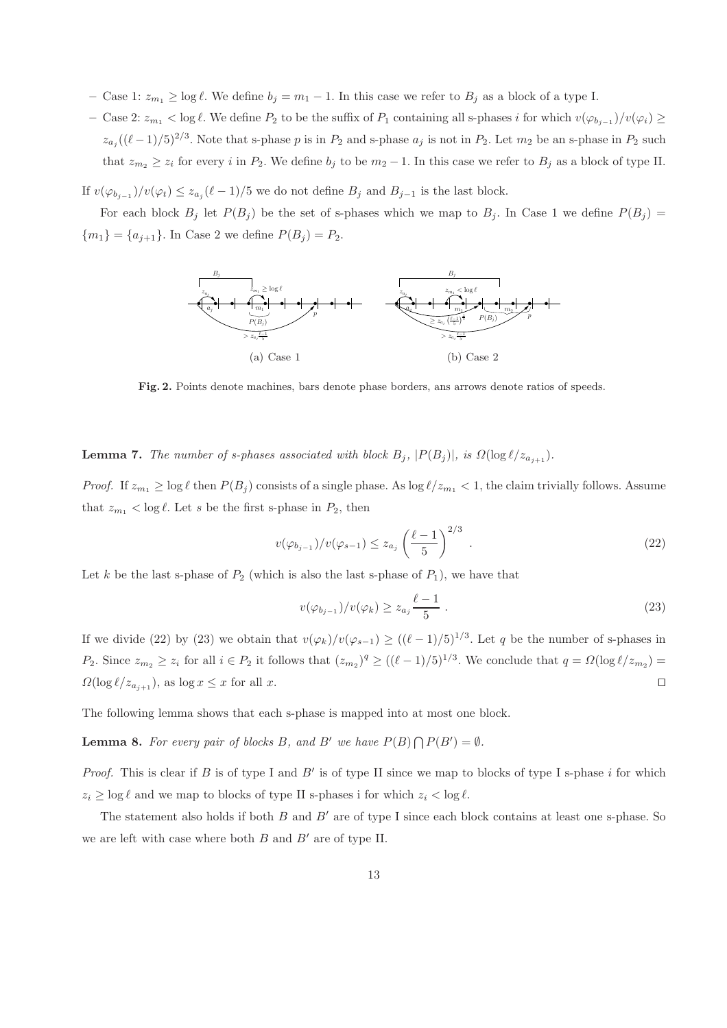– Case 1: $z_{m_1} \geq \log \ell$. We define $b_j = m_1 - 1$. In this case we refer to $B_j$ as a block of a type I.

– Case 2: $z_{m_1} < \log \ell$. We define $P_2$ to be the suffix of $P_1$ containing all s-phases $i$ for which $v(\varphi_{b_{j-1}})/v(\varphi_i) \geq z_{a_j}((\ell-1)/5)^{2/3}$. Note that s-phase $p$ is in $P_2$ and s-phase $a_j$ is not in $P_2$. Let $m_2$ be an s-phase in $P_2$ such that $z_{m_2} \geq z_i$ for every $i$ in $P_2$. We define $b_j$ to be $m_2 - 1$. In this case we refer to $B_j$ as a block of type II.

If $v(\varphi_{b_{j-1}})/v(\varphi_t) \leq z_{a_j}(\ell-1)/5$ we do not define $B_j$ and $B_{j-1}$ is the last block.

For each block $B_j$ let $P(B_j)$ be the set of s-phases which we map to $B_j$. In Case 1 we define $P(B_j) = \{m_1\} = \{a_{j+1}\}$. In Case 2 we define $P(B_j) = P_2$.

(a) Case 1 (b) Case 2

**Fig. 2.** Points denote machines, bars denote phase borders, ans arrows denote ratios of speeds.

**Lemma 7.** *The number of s-phases associated with block $B_j$, $|P(B_j)|$, is $\Omega(\log \ell / z_{a_{j+1}})$.*

*Proof.* If $z_{m_1} \geq \log \ell$ then $P(B_j)$ consists of a single phase. As $\log \ell / z_{m_1} < 1$, the claim trivially follows. Assume that $z_{m_1} < \log \ell$. Let $s$ be the first s-phase in $P_2$, then

$$v(\varphi_{b_{j-1}})/v(\varphi_{s-1}) \leq z_{a_j} \left(\frac{\ell-1}{5}\right)^{2/3} . \tag{22}$$

Let $k$ be the last s-phase of $P_2$ (which is also the last s-phase of $P_1$), we have that

$$v(\varphi_{b_{j-1}})/v(\varphi_k) \geq z_{a_j} \frac{\ell-1}{5} . \tag{23}$$

If we divide (22) by (23) we obtain that $v(\varphi_k)/v(\varphi_{s-1}) \geq ((\ell-1)/5)^{1/3}$. Let $q$ be the number of s-phases in $P_2$. Since $z_{m_2} \geq z_i$ for all $i \in P_2$ it follows that $(z_{m_2})^q \geq ((\ell-1)/5)^{1/3}$. We conclude that $q = \Omega(\log \ell / z_{m_2}) = \Omega(\log \ell / z_{a_{j+1}})$, as $\log x \leq x$ for all $x$. ⊔⊓

The following lemma shows that each s-phase is mapped into at most one block.

**Lemma 8.** *For every pair of blocks $B$, and $B'$ we have $P(B) \bigcap P(B') = \emptyset$.*

*Proof.* This is clear if $B$ is of type I and $B'$ is of type II since we map to blocks of type I s-phase $i$ for which $z_i \geq \log \ell$ and we map to blocks of type II s-phases i for which $z_i < \log \ell$.

The statement also holds if both $B$ and $B'$ are of type I since each block contains at least one s-phase. So we are left with case where both $B$ and $B'$ are of type II.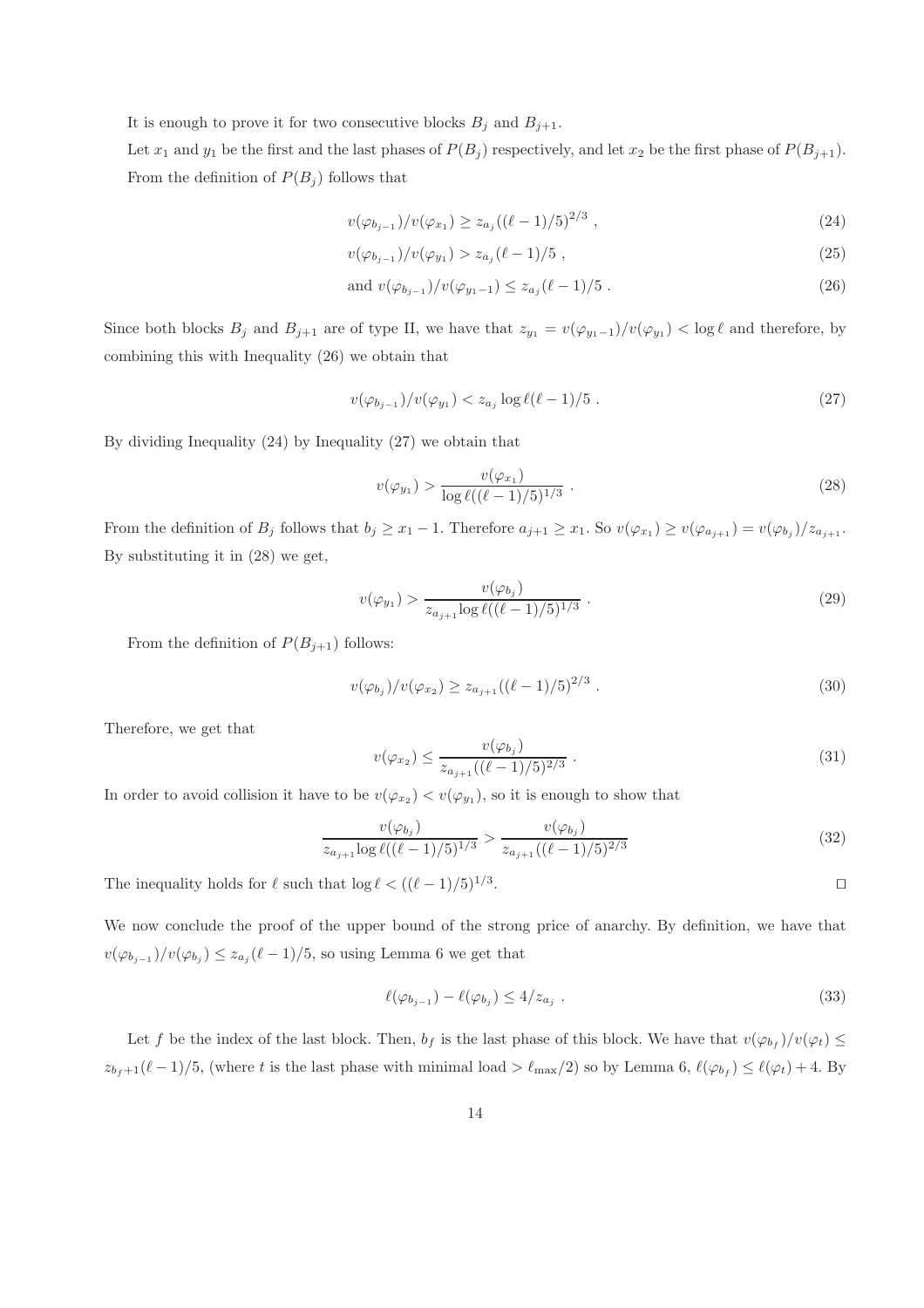It is enough to prove it for two consecutive blocks $B_j$ and $B_{j+1}$.

Let $x_1$ and $y_1$ be the first and the last phases of $P(B_j)$ respectively, and let $x_2$ be the first phase of $P(B_{j+1})$. From the definition of $P(B_j)$ follows that

$$v(\varphi_{b_{j-1}})/v(\varphi_{x_1}) \geq z_{a_j}((\ell-1)/5)^{2/3} \ , \tag{24}$$

$$v(\varphi_{b_{j-1}})/v(\varphi_{y_1}) > z_{a_j}(\ell-1)/5 \ , \tag{25}$$

$$\text{and } v(\varphi_{b_{j-1}})/v(\varphi_{y_1-1}) \leq z_{a_j}(\ell-1)/5 \ . \tag{26}$$

Since both blocks $B_j$ and $B_{j+1}$ are of type II, we have that $z_{y_1} = v(\varphi_{y_1-1})/v(\varphi_{y_1}) < \log \ell$ and therefore, by combining this with Inequality (26) we obtain that

$$v(\varphi_{b_{j-1}})/v(\varphi_{y_1}) < z_{a_j} \log \ell(\ell-1)/5 \ . \tag{27}$$

By dividing Inequality (24) by Inequality (27) we obtain that

$$v(\varphi_{y_1}) > \frac{v(\varphi_{x_1})}{\log \ell((\ell-1)/5)^{1/3}} \ . \tag{28}$$

From the definition of $B_j$ follows that $b_j \geq x_1 - 1$. Therefore $a_{j+1} \geq x_1$. So $v(\varphi_{x_1}) \geq v(\varphi_{a_{j+1}}) = v(\varphi_{b_j})/z_{a_{j+1}}$. By substituting it in (28) we get,

$$v(\varphi_{y_1}) > \frac{v(\varphi_{b_j})}{z_{a_{j+1}} \log \ell((\ell-1)/5)^{1/3}} \ . \tag{29}$$

From the definition of $P(B_{j+1})$ follows:

$$v(\varphi_{b_j})/v(\varphi_{x_2}) \geq z_{a_{j+1}}((\ell-1)/5)^{2/3} \ . \tag{30}$$

Therefore, we get that

$$v(\varphi_{x_2}) \leq \frac{v(\varphi_{b_j})}{z_{a_{j+1}}((\ell-1)/5)^{2/3}} \ . \tag{31}$$

In order to avoid collision it have to be $v(\varphi_{x_2}) < v(\varphi_{y_1})$, so it is enough to show that

$$\frac{v(\varphi_{b_j})}{z_{a_{j+1}} \log \ell((\ell-1)/5)^{1/3}} > \frac{v(\varphi_{b_j})}{z_{a_{j+1}}((\ell-1)/5)^{2/3}} \tag{32}$$

The inequality holds for $\ell$ such that $\log \ell < ((\ell-1)/5)^{1/3}$. □

We now conclude the proof of the upper bound of the strong price of anarchy. By definition, we have that $v(\varphi_{b_{j-1}})/v(\varphi_{b_j}) \leq z_{a_j}(\ell-1)/5$, so using Lemma 6 we get that

$$\ell(\varphi_{b_{j-1}}) - \ell(\varphi_{b_j}) \leq 4/z_{a_j} \ . \tag{33}$$

Let $f$ be the index of the last block. Then, $b_f$ is the last phase of this block. We have that $v(\varphi_{b_f})/v(\varphi_t) \leq z_{b_f+1}(\ell-1)/5$, (where $t$ is the last phase with minimal load $> \ell_{\max}/2$) so by Lemma 6, $\ell(\varphi_{b_f}) \leq \ell(\varphi_t) + 4$. By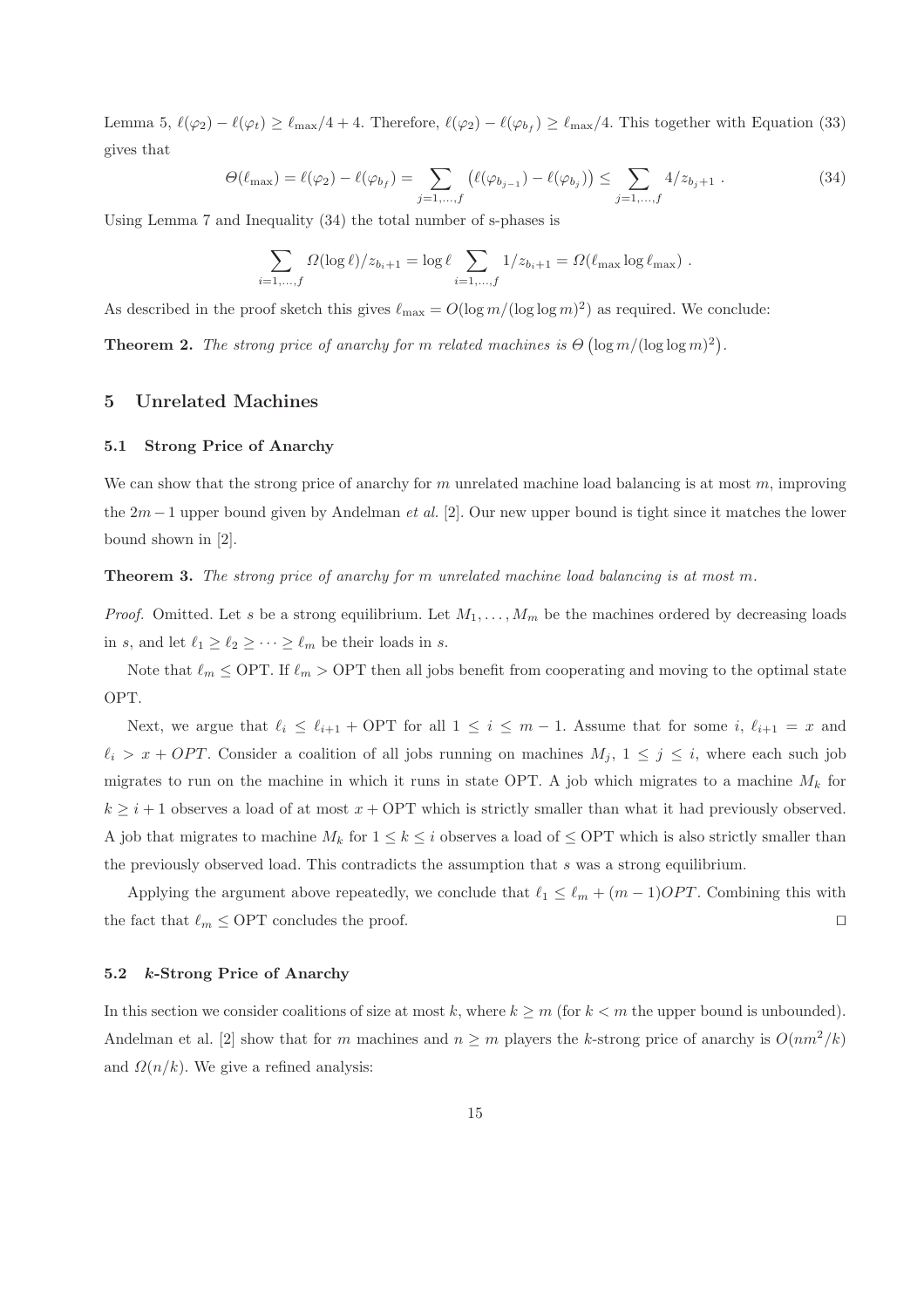Lemma 5, $\ell(\varphi_2) - \ell(\varphi_t) \geq \ell_{\max}/4 + 4$. Therefore, $\ell(\varphi_2) - \ell(\varphi_{b_f}) \geq \ell_{\max}/4$. This together with Equation (33) gives that

$$\Theta(\ell_{\max}) = \ell(\varphi_2) - \ell(\varphi_{b_f}) = \sum_{j=1,\ldots,f} \left(\ell(\varphi_{b_{j-1}}) - \ell(\varphi_{b_j})\right) \leq \sum_{j=1,\ldots,f} 4/z_{b_j+1} \; . \tag{34}$$

Using Lemma 7 and Inequality (34) the total number of s-phases is

$$\sum_{i=1,\ldots,f} \Omega(\log \ell)/z_{b_i+1} = \log \ell \sum_{i=1,\ldots,f} 1/z_{b_i+1} = \Omega(\ell_{\max} \log \ell_{\max}) \; .$$

As described in the proof sketch this gives $\ell_{\max} = O(\log m/(\log\log m)^2)$ as required. We conclude:

**Theorem 2.** *The strong price of anarchy for $m$ related machines is $\Theta\left(\log m/(\log\log m)^2\right)$.*

## 5 Unrelated Machines

### 5.1 Strong Price of Anarchy

We can show that the strong price of anarchy for $m$ unrelated machine load balancing is at most $m$, improving the $2m-1$ upper bound given by Andelman *et al.* [2]. Our new upper bound is tight since it matches the lower bound shown in [2].

**Theorem 3.** *The strong price of anarchy for $m$ unrelated machine load balancing is at most $m$.*

*Proof.* Omitted. Let $s$ be a strong equilibrium. Let $M_1, \ldots, M_m$ be the machines ordered by decreasing loads in $s$, and let $\ell_1 \geq \ell_2 \geq \cdots \geq \ell_m$ be their loads in $s$.

Note that $\ell_m \leq \mathrm{OPT}$. If $\ell_m > \mathrm{OPT}$ then all jobs benefit from cooperating and moving to the optimal state OPT.

Next, we argue that $\ell_i \leq \ell_{i+1} + \mathrm{OPT}$ for all $1 \leq i \leq m-1$. Assume that for some $i$, $\ell_{i+1} = x$ and $\ell_i > x + OPT$. Consider a coalition of all jobs running on machines $M_j$, $1 \leq j \leq i$, where each such job migrates to run on the machine in which it runs in state OPT. A job which migrates to a machine $M_k$ for $k \geq i+1$ observes a load of at most $x + \mathrm{OPT}$ which is strictly smaller than what it had previously observed. A job that migrates to machine $M_k$ for $1 \leq k \leq i$ observes a load of $\leq \mathrm{OPT}$ which is also strictly smaller than the previously observed load. This contradicts the assumption that $s$ was a strong equilibrium.

Applying the argument above repeatedly, we conclude that $\ell_1 \leq \ell_m + (m-1)OPT$. Combining this with the fact that $\ell_m \leq \mathrm{OPT}$ concludes the proof. □

### 5.2 *k*-Strong Price of Anarchy

In this section we consider coalitions of size at most $k$, where $k \geq m$ (for $k < m$ the upper bound is unbounded). Andelman et al. [2] show that for $m$ machines and $n \geq m$ players the $k$-strong price of anarchy is $O(nm^2/k)$ and $\Omega(n/k)$. We give a refined analysis: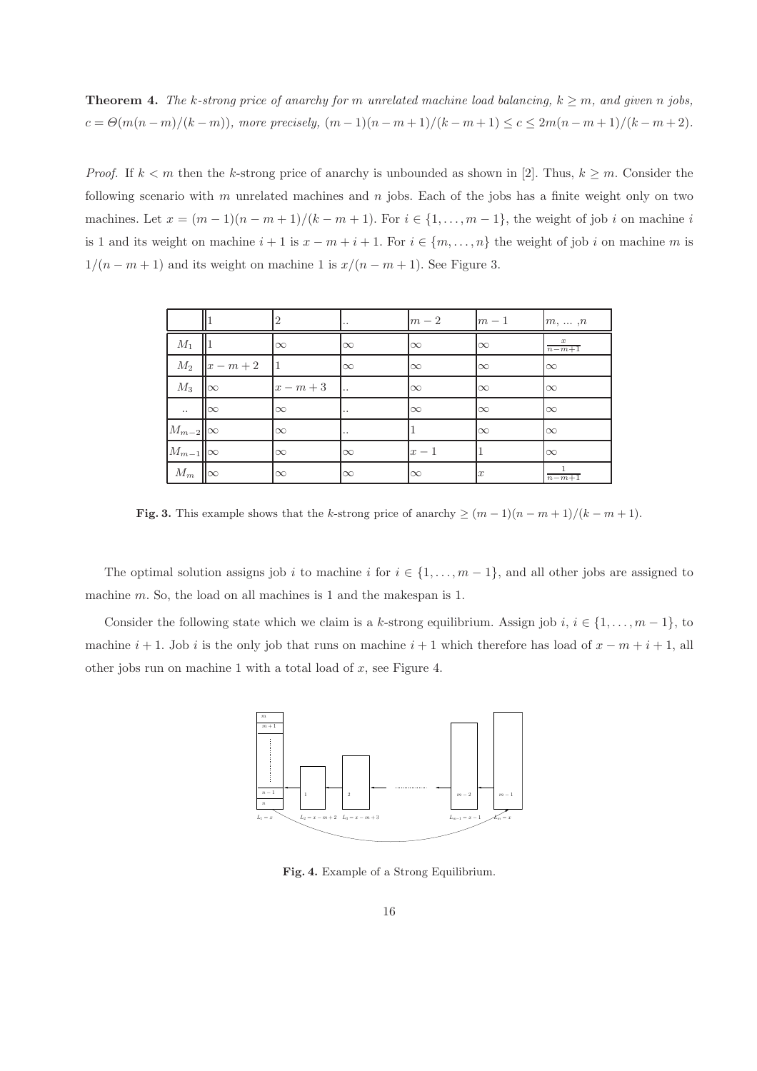**Theorem 4.** *The k-strong price of anarchy for m unrelated machine load balancing, $k \geq m$, and given n jobs, $c = \Theta(m(n-m)/(k-m))$, more precisely, $(m-1)(n-m+1)/(k-m+1) \leq c \leq 2m(n-m+1)/(k-m+2)$.*

*Proof.* If $k < m$ then the k-strong price of anarchy is unbounded as shown in [2]. Thus, $k \geq m$. Consider the following scenario with $m$ unrelated machines and $n$ jobs. Each of the jobs has a finite weight only on two machines. Let $x = (m-1)(n-m+1)/(k-m+1)$. For $i \in \{1, \ldots, m-1\}$, the weight of job $i$ on machine $i$ is 1 and its weight on machine $i+1$ is $x - m + i + 1$. For $i \in \{m, \ldots, n\}$ the weight of job $i$ on machine $m$ is $1/(n-m+1)$ and its weight on machine 1 is $x/(n-m+1)$. See Figure 3.

| | 1 | 2 | .. | $m-2$ | $m-1$ | $m, \ldots, n$ |
|---|---|---|---|---|---|---|
| $M_1$ | 1 | $\infty$ | $\infty$ | $\infty$ | $\infty$ | $\frac{x}{n-m+1}$ |
| $M_2$ | $x-m+2$ | 1 | $\infty$ | $\infty$ | $\infty$ | $\infty$ |
| $M_3$ | $\infty$ | $x-m+3$ | .. | $\infty$ | $\infty$ | $\infty$ |
| .. | $\infty$ | $\infty$ | .. | $\infty$ | $\infty$ | $\infty$ |
| $M_{m-2}$ | $\infty$ | $\infty$ | .. | 1 | $\infty$ | $\infty$ |
| $M_{m-1}$ | $\infty$ | $\infty$ | $\infty$ | $x-1$ | 1 | $\infty$ |
| $M_m$ | $\infty$ | $\infty$ | $\infty$ | $\infty$ | $x$ | $\frac{1}{n-m+1}$ |

**Fig. 3.** This example shows that the k-strong price of anarchy $\geq (m-1)(n-m+1)/(k-m+1)$.

The optimal solution assigns job $i$ to machine $i$ for $i \in \{1, \ldots, m-1\}$, and all other jobs are assigned to machine $m$. So, the load on all machines is 1 and the makespan is 1.

Consider the following state which we claim is a k-strong equilibrium. Assign job $i$, $i \in \{1, \ldots, m-1\}$, to machine $i+1$. Job $i$ is the only job that runs on machine $i+1$ which therefore has load of $x - m + i + 1$, all other jobs run on machine 1 with a total load of $x$, see Figure 4.

**Fig. 4.** Example of a Strong Equilibrium.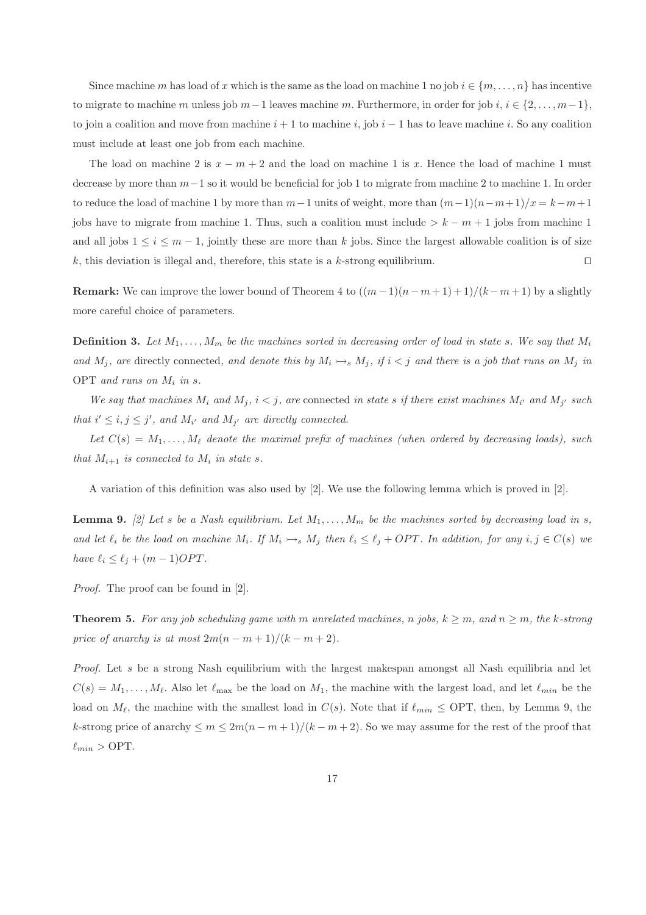Since machine $m$ has load of $x$ which is the same as the load on machine 1 no job $i \in \{m, \dots, n\}$ has incentive to migrate to machine $m$ unless job $m-1$ leaves machine $m$. Furthermore, in order for job $i$, $i \in \{2, \dots, m-1\}$, to join a coalition and move from machine $i+1$ to machine $i$, job $i-1$ has to leave machine $i$. So any coalition must include at least one job from each machine.

The load on machine 2 is $x - m + 2$ and the load on machine 1 is $x$. Hence the load of machine 1 must decrease by more than $m-1$ so it would be beneficial for job 1 to migrate from machine 2 to machine 1. In order to reduce the load of machine 1 by more than $m-1$ units of weight, more than $(m-1)(n-m+1)/x = k-m+1$ jobs have to migrate from machine 1. Thus, such a coalition must include $> k-m+1$ jobs from machine 1 and all jobs $1 \le i \le m-1$, jointly these are more than $k$ jobs. Since the largest allowable coalition is of size $k$, this deviation is illegal and, therefore, this state is a $k$-strong equilibrium. $\square$

**Remark:** We can improve the lower bound of Theorem 4 to $((m-1)(n-m+1)+1)/(k-m+1)$ by a slightly more careful choice of parameters.

**Definition 3.** *Let $M_1, \dots, M_m$ be the machines sorted in decreasing order of load in state $s$. We say that $M_i$ and $M_j$, are* directly connected*, and denote this by $M_i \rightarrowtail_s M_j$, if $i < j$ and there is a job that runs on $M_j$ in* OPT *and runs on $M_i$ in $s$.*

*We say that machines $M_i$ and $M_j$, $i < j$, are* connected *in state $s$ if there exist machines $M_{i'}$ and $M_{j'}$ such that $i' \le i, j \le j'$, and $M_{i'}$ and $M_{j'}$ are directly connected.*

*Let $C(s) = M_1, \dots, M_\ell$ denote the maximal prefix of machines (when ordered by decreasing loads), such that $M_{i+1}$ is connected to $M_i$ in state $s$.*

A variation of this definition was also used by [2]. We use the following lemma which is proved in [2].

**Lemma 9.** *[2] Let $s$ be a Nash equilibrium. Let $M_1, \dots, M_m$ be the machines sorted by decreasing load in $s$, and let $\ell_i$ be the load on machine $M_i$. If $M_i \rightarrowtail_s M_j$ then $\ell_i \le \ell_j + OPT$. In addition, for any $i, j \in C(s)$ we have $\ell_i \le \ell_j + (m-1)OPT$.*

*Proof.* The proof can be found in [2].

**Theorem 5.** *For any job scheduling game with $m$ unrelated machines, $n$ jobs, $k \ge m$, and $n \ge m$, the $k$-strong price of anarchy is at most $2m(n-m+1)/(k-m+2)$.*

*Proof.* Let $s$ be a strong Nash equilibrium with the largest makespan amongst all Nash equilibria and let $C(s) = M_1, \dots, M_\ell$. Also let $\ell_{\max}$ be the load on $M_1$, the machine with the largest load, and let $\ell_{min}$ be the load on $M_\ell$, the machine with the smallest load in $C(s)$. Note that if $\ell_{min} \le$ OPT, then, by Lemma 9, the $k$-strong price of anarchy $\le m \le 2m(n-m+1)/(k-m+2)$. So we may assume for the rest of the proof that $\ell_{min} >$ OPT.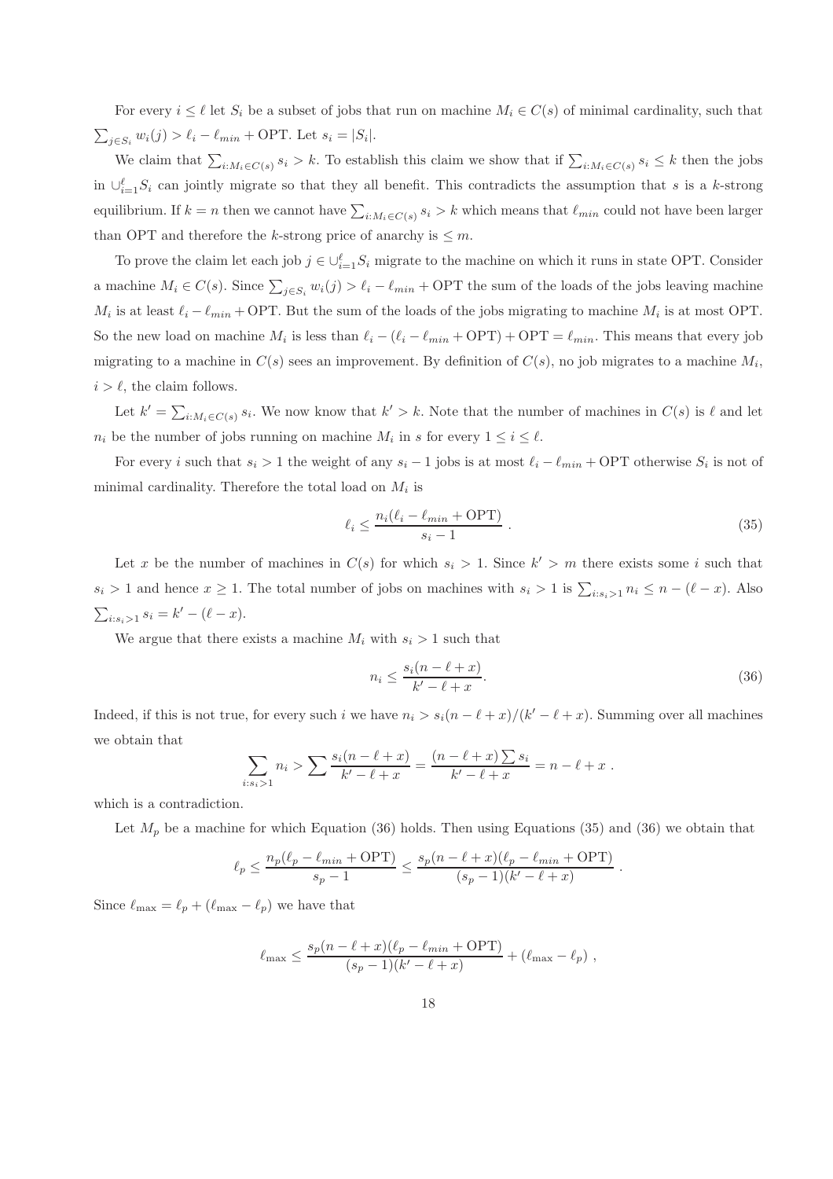For every $i \leq \ell$ let $S_i$ be a subset of jobs that run on machine $M_i \in C(s)$ of minimal cardinality, such that $\sum_{j \in S_i} w_i(j) > \ell_i - \ell_{min} + \text{OPT}$. Let $s_i = |S_i|$.

We claim that $\sum_{i: M_i \in C(s)} s_i > k$. To establish this claim we show that if $\sum_{i: M_i \in C(s)} s_i \leq k$ then the jobs in $\cup_{i=1}^{\ell} S_i$ can jointly migrate so that they all benefit. This contradicts the assumption that $s$ is a $k$-strong equilibrium. If $k = n$ then we cannot have $\sum_{i: M_i \in C(s)} s_i > k$ which means that $\ell_{min}$ could not have been larger than OPT and therefore the $k$-strong price of anarchy is $\leq m$.

To prove the claim let each job $j \in \cup_{i=1}^{\ell} S_i$ migrate to the machine on which it runs in state OPT. Consider a machine $M_i \in C(s)$. Since $\sum_{j \in S_i} w_i(j) > \ell_i - \ell_{min} + \text{OPT}$ the sum of the loads of the jobs leaving machine $M_i$ is at least $\ell_i - \ell_{min} + \text{OPT}$. But the sum of the loads of the jobs migrating to machine $M_i$ is at most OPT. So the new load on machine $M_i$ is less than $\ell_i - (\ell_i - \ell_{min} + \text{OPT}) + \text{OPT} = \ell_{min}$. This means that every job migrating to a machine in $C(s)$ sees an improvement. By definition of $C(s)$, no job migrates to a machine $M_i$, $i > \ell$, the claim follows.

Let $k' = \sum_{i: M_i \in C(s)} s_i$. We now know that $k' > k$. Note that the number of machines in $C(s)$ is $\ell$ and let $n_i$ be the number of jobs running on machine $M_i$ in $s$ for every $1 \leq i \leq \ell$.

For every $i$ such that $s_i > 1$ the weight of any $s_i - 1$ jobs is at most $\ell_i - \ell_{min} + \text{OPT}$ otherwise $S_i$ is not of minimal cardinality. Therefore the total load on $M_i$ is

$$\ell_i \leq \frac{n_i(\ell_i - \ell_{min} + \text{OPT})}{s_i - 1} . \tag{35}$$

Let $x$ be the number of machines in $C(s)$ for which $s_i > 1$. Since $k' > m$ there exists some $i$ such that $s_i > 1$ and hence $x \geq 1$. The total number of jobs on machines with $s_i > 1$ is $\sum_{i: s_i > 1} n_i \leq n - (\ell - x)$. Also $\sum_{i: s_i > 1} s_i = k' - (\ell - x)$.

We argue that there exists a machine $M_i$ with $s_i > 1$ such that

$$n_i \leq \frac{s_i(n - \ell + x)}{k' - \ell + x}. \tag{36}$$

Indeed, if this is not true, for every such $i$ we have $n_i > s_i(n - \ell + x)/(k' - \ell + x)$. Summing over all machines we obtain that

$$\sum_{i: s_i > 1} n_i > \sum \frac{s_i(n - \ell + x)}{k' - \ell + x} = \frac{(n - \ell + x) \sum s_i}{k' - \ell + x} = n - \ell + x .$$

which is a contradiction.

Let $M_p$ be a machine for which Equation (36) holds. Then using Equations (35) and (36) we obtain that

$$\ell_p \leq \frac{n_p(\ell_p - \ell_{min} + \text{OPT})}{s_p - 1} \leq \frac{s_p(n - \ell + x)(\ell_p - \ell_{min} + \text{OPT})}{(s_p - 1)(k' - \ell + x)} .$$

Since $\ell_{\max} = \ell_p + (\ell_{\max} - \ell_p)$ we have that

$$\ell_{\max} \leq \frac{s_p(n - \ell + x)(\ell_p - \ell_{min} + \text{OPT})}{(s_p - 1)(k' - \ell + x)} + (\ell_{\max} - \ell_p) ,$$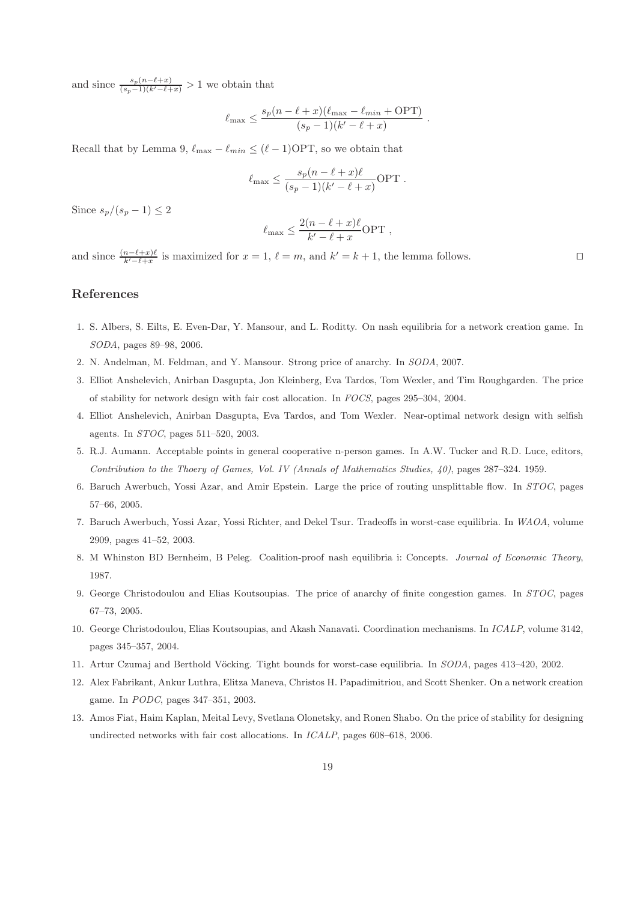and since $\frac{s_p(n-\ell+x)}{(s_p-1)(k'-\ell+x)} > 1$ we obtain that

$$\ell_{\max} \leq \frac{s_p(n-\ell+x)(\ell_{\max} - \ell_{min} + \text{OPT})}{(s_p-1)(k'-\ell+x)} .$$

Recall that by Lemma 9, $\ell_{\max} - \ell_{min} \leq (\ell - 1)\text{OPT}$, so we obtain that

$$\ell_{\max} \leq \frac{s_p(n-\ell+x)\ell}{(s_p-1)(k'-\ell+x)}\text{OPT} .$$

Since $s_p/(s_p-1) \leq 2$

$$\ell_{\max} \leq \frac{2(n-\ell+x)\ell}{k'-\ell+x}\text{OPT} ,$$

and since $\frac{(n-\ell+x)\ell}{k'-\ell+x}$ is maximized for $x = 1$, $\ell = m$, and $k' = k + 1$, the lemma follows. □

## References

1. S. Albers, S. Eilts, E. Even-Dar, Y. Mansour, and L. Roditty. On nash equilibria for a network creation game. In *SODA*, pages 89–98, 2006.
2. N. Andelman, M. Feldman, and Y. Mansour. Strong price of anarchy. In *SODA*, 2007.
3. Elliot Anshelevich, Anirban Dasgupta, Jon Kleinberg, Eva Tardos, Tom Wexler, and Tim Roughgarden. The price of stability for network design with fair cost allocation. In *FOCS*, pages 295–304, 2004.
4. Elliot Anshelevich, Anirban Dasgupta, Eva Tardos, and Tom Wexler. Near-optimal network design with selfish agents. In *STOC*, pages 511–520, 2003.
5. R.J. Aumann. Acceptable points in general cooperative n-person games. In A.W. Tucker and R.D. Luce, editors, *Contribution to the Thoery of Games, Vol. IV (Annals of Mathematics Studies, 40)*, pages 287–324. 1959.
6. Baruch Awerbuch, Yossi Azar, and Amir Epstein. Large the price of routing unsplittable flow. In *STOC*, pages 57–66, 2005.
7. Baruch Awerbuch, Yossi Azar, Yossi Richter, and Dekel Tsur. Tradeoffs in worst-case equilibria. In *WAOA*, volume 2909, pages 41–52, 2003.
8. M Whinston BD Bernheim, B Peleg. Coalition-proof nash equilibria i: Concepts. *Journal of Economic Theory*, 1987.
9. George Christodoulou and Elias Koutsoupias. The price of anarchy of finite congestion games. In *STOC*, pages 67–73, 2005.
10. George Christodoulou, Elias Koutsoupias, and Akash Nanavati. Coordination mechanisms. In *ICALP*, volume 3142, pages 345–357, 2004.
11. Artur Czumaj and Berthold Vöcking. Tight bounds for worst-case equilibria. In *SODA*, pages 413–420, 2002.
12. Alex Fabrikant, Ankur Luthra, Elitza Maneva, Christos H. Papadimitriou, and Scott Shenker. On a network creation game. In *PODC*, pages 347–351, 2003.
13. Amos Fiat, Haim Kaplan, Meital Levy, Svetlana Olonetsky, and Ronen Shabo. On the price of stability for designing undirected networks with fair cost allocations. In *ICALP*, pages 608–618, 2006.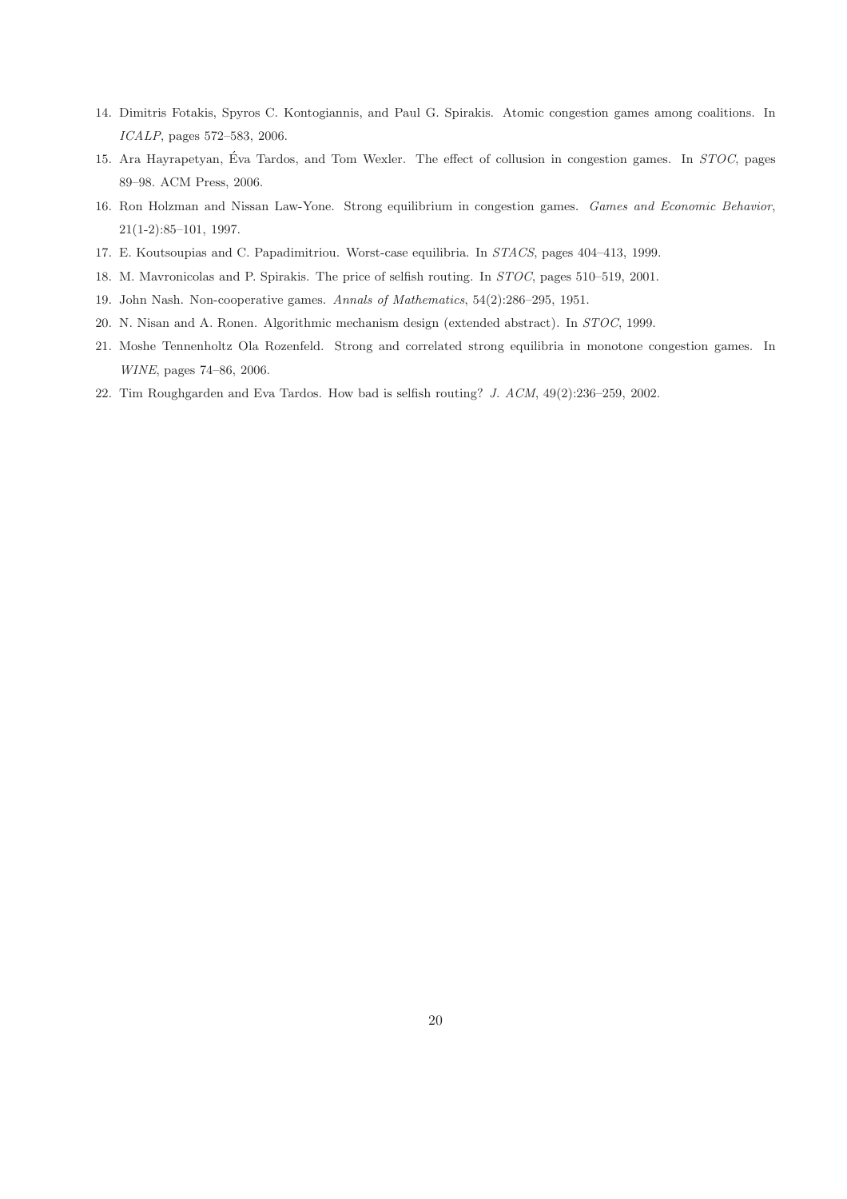14. Dimitris Fotakis, Spyros C. Kontogiannis, and Paul G. Spirakis. Atomic congestion games among coalitions. In *ICALP*, pages 572–583, 2006.
15. Ara Hayrapetyan, Éva Tardos, and Tom Wexler. The effect of collusion in congestion games. In *STOC*, pages 89–98. ACM Press, 2006.
16. Ron Holzman and Nissan Law-Yone. Strong equilibrium in congestion games. *Games and Economic Behavior*, 21(1-2):85–101, 1997.
17. E. Koutsoupias and C. Papadimitriou. Worst-case equilibria. In *STACS*, pages 404–413, 1999.
18. M. Mavronicolas and P. Spirakis. The price of selfish routing. In *STOC*, pages 510–519, 2001.
19. John Nash. Non-cooperative games. *Annals of Mathematics*, 54(2):286–295, 1951.
20. N. Nisan and A. Ronen. Algorithmic mechanism design (extended abstract). In *STOC*, 1999.
21. Moshe Tennenholtz Ola Rozenfeld. Strong and correlated strong equilibria in monotone congestion games. In *WINE*, pages 74–86, 2006.
22. Tim Roughgarden and Eva Tardos. How bad is selfish routing? *J. ACM*, 49(2):236–259, 2002.